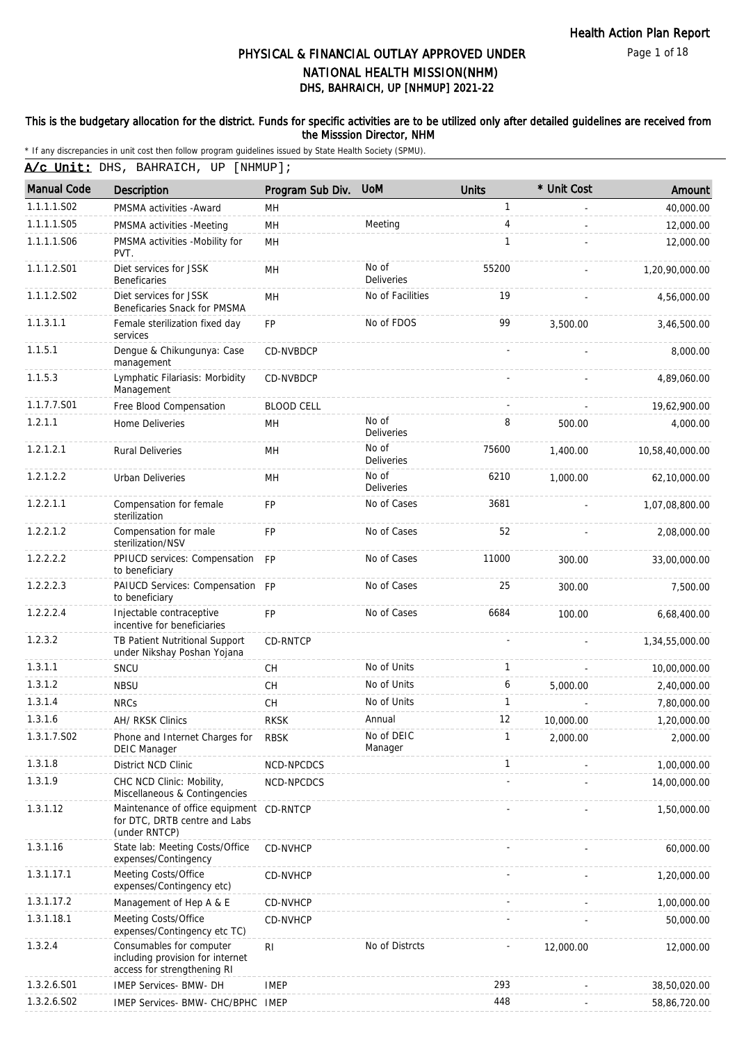# PHYSICAL & FINANCIAL OUTLAY APPROVED UNDER NATIONAL HEALTH MISSION(NHM)
## DHS, BAHRAICH, UP [NHMUP] 2021-22

**This is the budgetary allocation for the district. Funds for specific activities are to be utilized only after detailed guidelines are received from the Misssion Director, NHM**

* If any discrepancies in unit cost then follow program guidelines issued by State Health Society (SPMU).

**A/c Unit:** DHS, BAHRAICH, UP [NHMUP];

| Manual Code | Description | Program Sub Div. | UoM | Units | * Unit Cost | Amount |
|---|---|---|---|---|---|---|
| 1.1.1.1.S02 | PMSMA activities -Award | MH | | 1 | - | 40,000.00 |
| 1.1.1.1.S05 | PMSMA activities -Meeting | MH | Meeting | 4 | - | 12,000.00 |
| 1.1.1.1.S06 | PMSMA activities -Mobility for PVT. | MH | | 1 | - | 12,000.00 |
| 1.1.1.2.S01 | Diet services for JSSK Beneficaries | MH | No of Deliveries | 55200 | - | 1,20,90,000.00 |
| 1.1.1.2.S02 | Diet services for JSSK Beneficaries Snack for PMSMA | MH | No of Facilities | 19 | - | 4,56,000.00 |
| 1.1.3.1.1 | Female sterilization fixed day services | FP | No of FDOS | 99 | 3,500.00 | 3,46,500.00 |
| 1.1.5.1 | Dengue & Chikungunya: Case management | CD-NVBDCP | | - | - | 8,000.00 |
| 1.1.5.3 | Lymphatic Filariasis: Morbidity Management | CD-NVBDCP | | - | - | 4,89,060.00 |
| 1.1.7.7.S01 | Free Blood Compensation | BLOOD CELL | | - | - | 19,62,900.00 |
| 1.2.1.1 | Home Deliveries | MH | No of Deliveries | 8 | 500.00 | 4,000.00 |
| 1.2.1.2.1 | Rural Deliveries | MH | No of Deliveries | 75600 | 1,400.00 | 10,58,40,000.00 |
| 1.2.1.2.2 | Urban Deliveries | MH | No of Deliveries | 6210 | 1,000.00 | 62,10,000.00 |
| 1.2.2.1.1 | Compensation for female sterilization | FP | No of Cases | 3681 | - | 1,07,08,800.00 |
| 1.2.2.1.2 | Compensation for male sterilization/NSV | FP | No of Cases | 52 | - | 2,08,000.00 |
| 1.2.2.2.2 | PPIUCD services: Compensation to beneficiary | FP | No of Cases | 11000 | 300.00 | 33,00,000.00 |
| 1.2.2.2.3 | PAIUCD Services: Compensation to beneficiary | FP | No of Cases | 25 | 300.00 | 7,500.00 |
| 1.2.2.2.4 | Injectable contraceptive incentive for beneficiaries | FP | No of Cases | 6684 | 100.00 | 6,68,400.00 |
| 1.2.3.2 | TB Patient Nutritional Support under Nikshay Poshan Yojana | CD-RNTCP | | - | - | 1,34,55,000.00 |
| 1.3.1.1 | SNCU | CH | No of Units | 1 | - | 10,00,000.00 |
| 1.3.1.2 | NBSU | CH | No of Units | 6 | 5,000.00 | 2,40,000.00 |
| 1.3.1.4 | NRCs | CH | No of Units | 1 | - | 7,80,000.00 |
| 1.3.1.6 | AH/ RKSK Clinics | RKSK | Annual | 12 | 10,000.00 | 1,20,000.00 |
| 1.3.1.7.S02 | Phone and Internet Charges for DEIC Manager | RBSK | No of DEIC Manager | 1 | 2,000.00 | 2,000.00 |
| 1.3.1.8 | District NCD Clinic | NCD-NPCDCS | | 1 | - | 1,00,000.00 |
| 1.3.1.9 | CHC NCD Clinic: Mobility, Miscellaneous & Contingencies | NCD-NPCDCS | | - | - | 14,00,000.00 |
| 1.3.1.12 | Maintenance of office equipment for DTC, DRTB centre and Labs (under RNTCP) | CD-RNTCP | | - | - | 1,50,000.00 |
| 1.3.1.16 | State lab: Meeting Costs/Office expenses/Contingency | CD-NVHCP | | - | - | 60,000.00 |
| 1.3.1.17.1 | Meeting Costs/Office expenses/Contingency etc) | CD-NVHCP | | - | - | 1,20,000.00 |
| 1.3.1.17.2 | Management of Hep A & E | CD-NVHCP | | - | - | 1,00,000.00 |
| 1.3.1.18.1 | Meeting Costs/Office expenses/Contingency etc TC) | CD-NVHCP | | - | - | 50,000.00 |
| 1.3.2.4 | Consumables for computer including provision for internet access for strengthening RI | RI | No of Distrcts | - | 12,000.00 | 12,000.00 |
| 1.3.2.6.S01 | IMEP Services- BMW- DH | IMEP | | 293 | - | 38,50,020.00 |
| 1.3.2.6.S02 | IMEP Services- BMW- CHC/BPHC | IMEP | | 448 | - | 58,86,720.00 |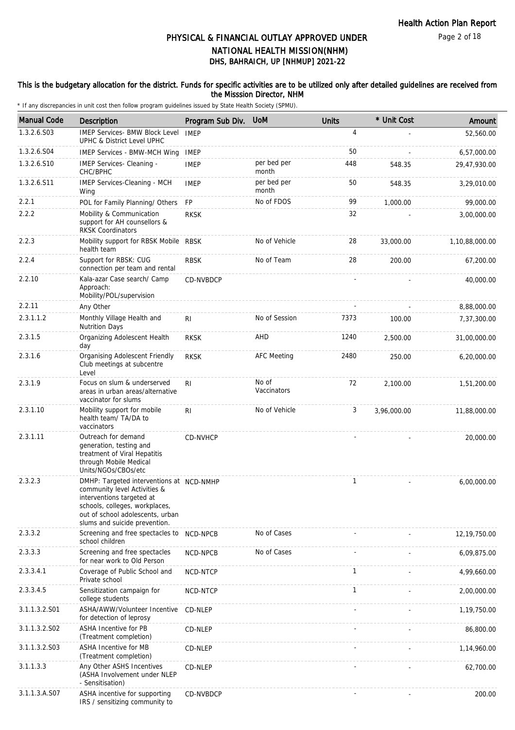## PHYSICAL & FINANCIAL OUTLAY APPROVED UNDER NATIONAL HEALTH MISSION(NHM)

## DHS, BAHRAICH, UP [NHMUP] 2021-22

**This is the budgetary allocation for the district. Funds for specific activities are to be utilized only after detailed guidelines are received from the Misssion Director, NHM**

\* If any discrepancies in unit cost then follow program guidelines issued by State Health Society (SPMU).

| Manual Code | Description | Program Sub Div. | UoM | Units | * Unit Cost | Amount |
|---|---|---|---|---|---|---|
| 1.3.2.6.S03 | IMEP Services- BMW Block Level UPHC & District Level UPHC | IMEP | | 4 | - | 52,560.00 |
| 1.3.2.6.S04 | IMEP Services - BMW-MCH Wing | IMEP | | 50 | - | 6,57,000.00 |
| 1.3.2.6.S10 | IMEP Services- Cleaning - CHC/BPHC | IMEP | per bed per month | 448 | 548.35 | 29,47,930.00 |
| 1.3.2.6.S11 | IMEP Services-Cleaning - MCH Wing | IMEP | per bed per month | 50 | 548.35 | 3,29,010.00 |
| 2.2.1 | POL for Family Planning/ Others | FP | No of FDOS | 99 | 1,000.00 | 99,000.00 |
| 2.2.2 | Mobility & Communication support for AH counsellors & RKSK Coordinators | RKSK | | 32 | - | 3,00,000.00 |
| 2.2.3 | Mobility support for RBSK Mobile health team | RBSK | No of Vehicle | 28 | 33,000.00 | 1,10,88,000.00 |
| 2.2.4 | Support for RBSK: CUG connection per team and rental | RBSK | No of Team | 28 | 200.00 | 67,200.00 |
| 2.2.10 | Kala-azar Case search/ Camp Approach: Mobility/POL/supervision | CD-NVBDCP | | - | - | 40,000.00 |
| 2.2.11 | Any Other | | | - | - | 8,88,000.00 |
| 2.3.1.1.2 | Monthly Village Health and Nutrition Days | RI | No of Session | 7373 | 100.00 | 7,37,300.00 |
| 2.3.1.5 | Organizing Adolescent Health day | RKSK | AHD | 1240 | 2,500.00 | 31,00,000.00 |
| 2.3.1.6 | Organising Adolescent Friendly Club meetings at subcentre Level | RKSK | AFC Meeting | 2480 | 250.00 | 6,20,000.00 |
| 2.3.1.9 | Focus on slum & underserved areas in urban areas/alternative vaccinator for slums | RI | No of Vaccinators | 72 | 2,100.00 | 1,51,200.00 |
| 2.3.1.10 | Mobility support for mobile health team/ TA/DA to vaccinators | RI | No of Vehicle | 3 | 3,96,000.00 | 11,88,000.00 |
| 2.3.1.11 | Outreach for demand generation, testing and treatment of Viral Hepatitis through Mobile Medical Units/NGOs/CBOs/etc | CD-NVHCP | | - | - | 20,000.00 |
| 2.3.2.3 | DMHP: Targeted interventions at community level Activities & interventions targeted at schools, colleges, workplaces, out of school adolescents, urban slums and suicide prevention. | NCD-NMHP | | 1 | - | 6,00,000.00 |
| 2.3.3.2 | Screening and free spectacles to school children | NCD-NPCB | No of Cases | - | - | 12,19,750.00 |
| 2.3.3.3 | Screening and free spectacles for near work to Old Person | NCD-NPCB | No of Cases | - | - | 6,09,875.00 |
| 2.3.3.4.1 | Coverage of Public School and Private school | NCD-NTCP | | 1 | - | 4,99,660.00 |
| 2.3.3.4.5 | Sensitization campaign for college students | NCD-NTCP | | 1 | - | 2,00,000.00 |
| 3.1.1.3.2.S01 | ASHA/AWW/Volunteer Incentive for detection of leprosy | CD-NLEP | | - | - | 1,19,750.00 |
| 3.1.1.3.2.S02 | ASHA Incentive for PB (Treatment completion) | CD-NLEP | | - | - | 86,800.00 |
| 3.1.1.3.2.S03 | ASHA Incentive for MB (Treatment completion) | CD-NLEP | | - | - | 1,14,960.00 |
| 3.1.1.3.3 | Any Other ASHS Incentives (ASHA Involvement under NLEP - Sensitisation) | CD-NLEP | | - | - | 62,700.00 |
| 3.1.1.3.A.S07 | ASHA incentive for supporting IRS / sensitizing community to | CD-NVBDCP | | - | - | 200.00 |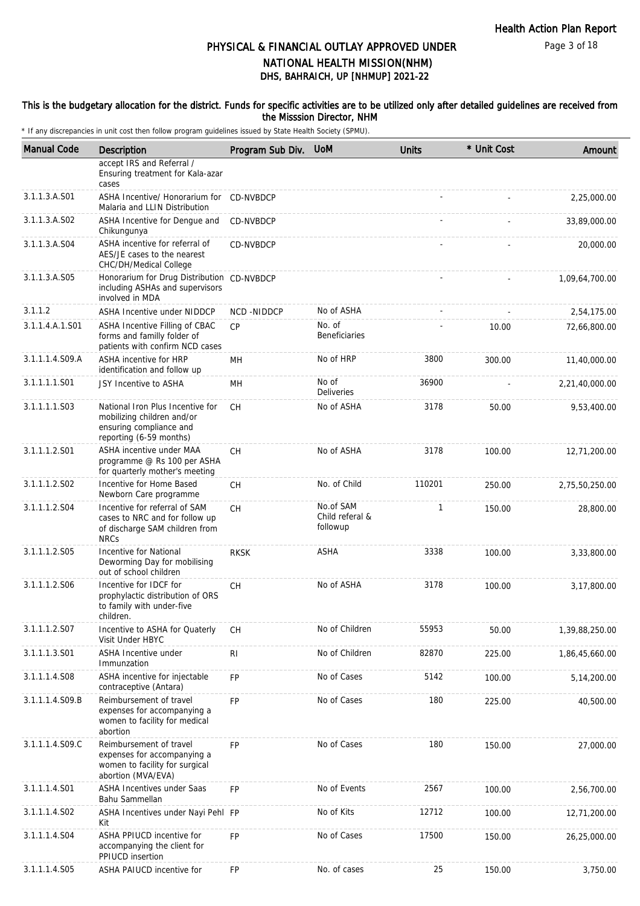# PHYSICAL & FINANCIAL OUTLAY APPROVED UNDER NATIONAL HEALTH MISSION(NHM)

## DHS, BAHRAICH, UP [NHMUP] 2021-22

**This is the budgetary allocation for the district. Funds for specific activities are to be utilized only after detailed guidelines are received from the Misssion Director, NHM**

\* If any discrepancies in unit cost then follow program guidelines issued by State Health Society (SPMU).

| Manual Code | Description | Program Sub Div. | UoM | Units | * Unit Cost | Amount |
|---|---|---|---|---|---|---|
| | accept IRS and Referral / Ensuring treatment for Kala-azar cases | | | | | |
| 3.1.1.3.A.S01 | ASHA Incentive/ Honorarium for Malaria and LLIN Distribution | CD-NVBDCP | | - | - | 2,25,000.00 |
| 3.1.1.3.A.S02 | ASHA Incentive for Dengue and Chikungunya | CD-NVBDCP | | - | - | 33,89,000.00 |
| 3.1.1.3.A.S04 | ASHA incentive for referral of AES/JE cases to the nearest CHC/DH/Medical College | CD-NVBDCP | | - | - | 20,000.00 |
| 3.1.1.3.A.S05 | Honorarium for Drug Distribution including ASHAs and supervisors involved in MDA | CD-NVBDCP | | - | - | 1,09,64,700.00 |
| 3.1.1.2 | ASHA Incentive under NIDDCP | NCD -NIDDCP | No of ASHA | - | - | 2,54,175.00 |
| 3.1.1.4.A.1.S01 | ASHA Incentive Filling of CBAC forms and familly folder of patients with confirm NCD cases | CP | No. of Beneficiaries | - | 10.00 | 72,66,800.00 |
| 3.1.1.1.4.S09.A | ASHA incentive for HRP identification and follow up | MH | No of HRP | 3800 | 300.00 | 11,40,000.00 |
| 3.1.1.1.1.S01 | JSY Incentive to ASHA | MH | No of Deliveries | 36900 | - | 2,21,40,000.00 |
| 3.1.1.1.1.S03 | National Iron Plus Incentive for mobilizing children and/or ensuring compliance and reporting (6-59 months) | CH | No of ASHA | 3178 | 50.00 | 9,53,400.00 |
| 3.1.1.1.2.S01 | ASHA incentive under MAA programme @ Rs 100 per ASHA for quarterly mother's meeting | CH | No of ASHA | 3178 | 100.00 | 12,71,200.00 |
| 3.1.1.1.2.S02 | Incentive for Home Based Newborn Care programme | CH | No. of Child | 110201 | 250.00 | 2,75,50,250.00 |
| 3.1.1.1.2.S04 | Incentive for referral of SAM cases to NRC and for follow up of discharge SAM children from NRCs | CH | No.of SAM Child referal & followup | 1 | 150.00 | 28,800.00 |
| 3.1.1.1.2.S05 | Incentive for National Deworming Day for mobilising out of school children | RKSK | ASHA | 3338 | 100.00 | 3,33,800.00 |
| 3.1.1.1.2.S06 | Incentive for IDCF for prophylactic distribution of ORS to family with under-five children. | CH | No of ASHA | 3178 | 100.00 | 3,17,800.00 |
| 3.1.1.1.2.S07 | Incentive to ASHA for Quaterly Visit Under HBYC | CH | No of Children | 55953 | 50.00 | 1,39,88,250.00 |
| 3.1.1.1.3.S01 | ASHA Incentive under Immunzation | RI | No of Children | 82870 | 225.00 | 1,86,45,660.00 |
| 3.1.1.1.4.S08 | ASHA incentive for injectable contraceptive (Antara) | FP | No of Cases | 5142 | 100.00 | 5,14,200.00 |
| 3.1.1.1.4.S09.B | Reimbursement of travel expenses for accompanying a women to facility for medical abortion | FP | No of Cases | 180 | 225.00 | 40,500.00 |
| 3.1.1.1.4.S09.C | Reimbursement of travel expenses for accompanying a women to facility for surgical abortion (MVA/EVA) | FP | No of Cases | 180 | 150.00 | 27,000.00 |
| 3.1.1.1.4.S01 | ASHA Incentives under Saas Bahu Sammellan | FP | No of Events | 2567 | 100.00 | 2,56,700.00 |
| 3.1.1.1.4.S02 | ASHA Incentives under Nayi Pehl Kit | FP | No of Kits | 12712 | 100.00 | 12,71,200.00 |
| 3.1.1.1.4.S04 | ASHA PPIUCD incentive for accompanying the client for PPIUCD insertion | FP | No of Cases | 17500 | 150.00 | 26,25,000.00 |
| 3.1.1.1.4.S05 | ASHA PAIUCD incentive for | FP | No. of cases | 25 | 150.00 | 3,750.00 |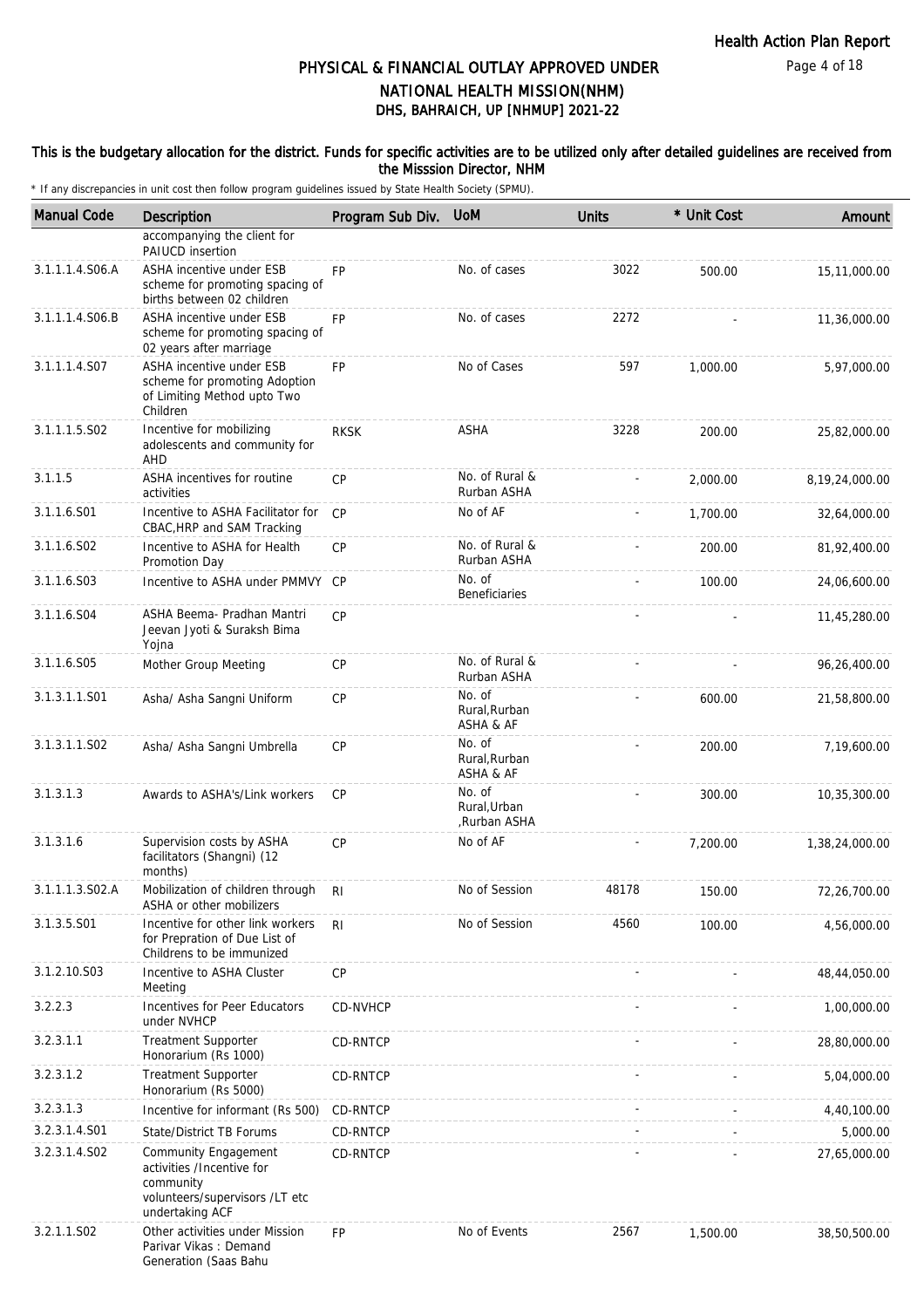# PHYSICAL & FINANCIAL OUTLAY APPROVED UNDER NATIONAL HEALTH MISSION(NHM)

## DHS, BAHRAICH, UP [NHMUP] 2021-22

**This is the budgetary allocation for the district. Funds for specific activities are to be utilized only after detailed guidelines are received from the Misssion Director, NHM**

\* If any discrepancies in unit cost then follow program guidelines issued by State Health Society (SPMU).

| Manual Code | Description | Program Sub Div. | UoM | Units | * Unit Cost | Amount |
|---|---|---|---|---|---|---|
| | accompanying the client for PAIUCD insertion | | | | | |
| 3.1.1.1.4.S06.A | ASHA incentive under ESB scheme for promoting spacing of births between 02 children | FP | No. of cases | 3022 | 500.00 | 15,11,000.00 |
| 3.1.1.1.4.S06.B | ASHA incentive under ESB scheme for promoting spacing of 02 years after marriage | FP | No. of cases | 2272 | - | 11,36,000.00 |
| 3.1.1.1.4.S07 | ASHA incentive under ESB scheme for promoting Adoption of Limiting Method upto Two Children | FP | No of Cases | 597 | 1,000.00 | 5,97,000.00 |
| 3.1.1.1.5.S02 | Incentive for mobilizing adolescents and community for AHD | RKSK | ASHA | 3228 | 200.00 | 25,82,000.00 |
| 3.1.1.5 | ASHA incentives for routine activities | CP | No. of Rural & Rurban ASHA | - | 2,000.00 | 8,19,24,000.00 |
| 3.1.1.6.S01 | Incentive to ASHA Facilitator for CBAC,HRP and SAM Tracking | CP | No of AF | - | 1,700.00 | 32,64,000.00 |
| 3.1.1.6.S02 | Incentive to ASHA for Health Promotion Day | CP | No. of Rural & Rurban ASHA | - | 200.00 | 81,92,400.00 |
| 3.1.1.6.S03 | Incentive to ASHA under PMMVY | CP | No. of Beneficiaries | - | 100.00 | 24,06,600.00 |
| 3.1.1.6.S04 | ASHA Beema- Pradhan Mantri Jeevan Jyoti & Suraksh Bima Yojna | CP | | - | - | 11,45,280.00 |
| 3.1.1.6.S05 | Mother Group Meeting | CP | No. of Rural & Rurban ASHA | - | - | 96,26,400.00 |
| 3.1.3.1.1.S01 | Asha/ Asha Sangni Uniform | CP | No. of Rural,Rurban ASHA & AF | - | 600.00 | 21,58,800.00 |
| 3.1.3.1.1.S02 | Asha/ Asha Sangni Umbrella | CP | No. of Rural,Rurban ASHA & AF | - | 200.00 | 7,19,600.00 |
| 3.1.3.1.3 | Awards to ASHA's/Link workers | CP | No. of Rural,Urban ,Rurban ASHA | - | 300.00 | 10,35,300.00 |
| 3.1.3.1.6 | Supervision costs by ASHA facilitators (Shangni) (12 months) | CP | No of AF | - | 7,200.00 | 1,38,24,000.00 |
| 3.1.1.1.3.S02.A | Mobilization of children through ASHA or other mobilizers | RI | No of Session | 48178 | 150.00 | 72,26,700.00 |
| 3.1.3.5.S01 | Incentive for other link workers for Prepration of Due List of Childrens to be immunized | RI | No of Session | 4560 | 100.00 | 4,56,000.00 |
| 3.1.2.10.S03 | Incentive to ASHA Cluster Meeting | CP | | - | - | 48,44,050.00 |
| 3.2.2.3 | Incentives for Peer Educators under NVHCP | CD-NVHCP | | - | - | 1,00,000.00 |
| 3.2.3.1.1 | Treatment Supporter Honorarium (Rs 1000) | CD-RNTCP | | - | - | 28,80,000.00 |
| 3.2.3.1.2 | Treatment Supporter Honorarium (Rs 5000) | CD-RNTCP | | - | - | 5,04,000.00 |
| 3.2.3.1.3 | Incentive for informant (Rs 500) | CD-RNTCP | | - | - | 4,40,100.00 |
| 3.2.3.1.4.S01 | State/District TB Forums | CD-RNTCP | | - | - | 5,000.00 |
| 3.2.3.1.4.S02 | Community Engagement activities /Incentive for community volunteers/supervisors /LT etc undertaking ACF | CD-RNTCP | | - | - | 27,65,000.00 |
| 3.2.1.1.S02 | Other activities under Mission Parivar Vikas : Demand Generation (Saas Bahu | FP | No of Events | 2567 | 1,500.00 | 38,50,500.00 |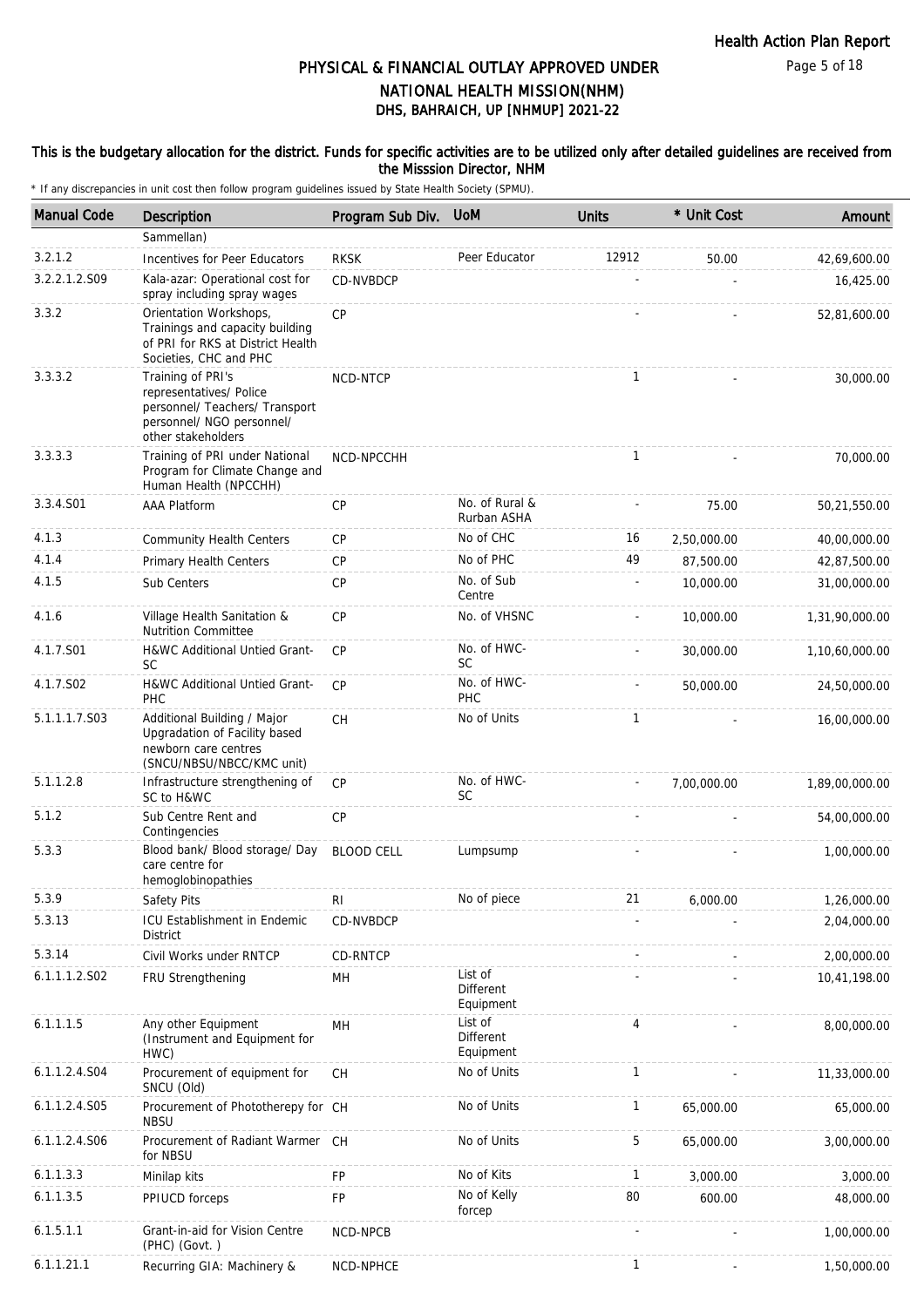## PHYSICAL & FINANCIAL OUTLAY APPROVED UNDER NATIONAL HEALTH MISSION(NHM)
## DHS, BAHRAICH, UP [NHMUP] 2021-22

**This is the budgetary allocation for the district. Funds for specific activities are to be utilized only after detailed guidelines are received from the Misssion Director, NHM**

\* If any discrepancies in unit cost then follow program guidelines issued by State Health Society (SPMU).

| Manual Code | Description | Program Sub Div. | UoM | Units | * Unit Cost | Amount |
|---|---|---|---|---|---|---|
| | Sammellan) | | | | | |
| 3.2.1.2 | Incentives for Peer Educators | RKSK | Peer Educator | 12912 | 50.00 | 42,69,600.00 |
| 3.2.2.1.2.S09 | Kala-azar: Operational cost for spray including spray wages | CD-NVBDCP | | - | - | 16,425.00 |
| 3.3.2 | Orientation Workshops, Trainings and capacity building of PRI for RKS at District Health Societies, CHC and PHC | CP | | - | - | 52,81,600.00 |
| 3.3.3.2 | Training of PRI's representatives/ Police personnel/ Teachers/ Transport personnel/ NGO personnel/ other stakeholders | NCD-NTCP | | 1 | - | 30,000.00 |
| 3.3.3.3 | Training of PRI under National Program for Climate Change and Human Health (NPCCHH) | NCD-NPCCHH | | 1 | - | 70,000.00 |
| 3.3.4.S01 | AAA Platform | CP | No. of Rural & Rurban ASHA | - | 75.00 | 50,21,550.00 |
| 4.1.3 | Community Health Centers | CP | No of CHC | 16 | 2,50,000.00 | 40,00,000.00 |
| 4.1.4 | Primary Health Centers | CP | No of PHC | 49 | 87,500.00 | 42,87,500.00 |
| 4.1.5 | Sub Centers | CP | No. of Sub Centre | - | 10,000.00 | 31,00,000.00 |
| 4.1.6 | Village Health Sanitation & Nutrition Committee | CP | No. of VHSNC | - | 10,000.00 | 1,31,90,000.00 |
| 4.1.7.S01 | H&WC Additional Untied Grant-SC | CP | No. of HWC-SC | - | 30,000.00 | 1,10,60,000.00 |
| 4.1.7.S02 | H&WC Additional Untied Grant-PHC | CP | No. of HWC-PHC | - | 50,000.00 | 24,50,000.00 |
| 5.1.1.1.7.S03 | Additional Building / Major Upgradation of Facility based newborn care centres (SNCU/NBSU/NBCC/KMC unit) | CH | No of Units | 1 | - | 16,00,000.00 |
| 5.1.1.2.8 | Infrastructure strengthening of SC to H&WC | CP | No. of HWC-SC | - | 7,00,000.00 | 1,89,00,000.00 |
| 5.1.2 | Sub Centre Rent and Contingencies | CP | | - | - | 54,00,000.00 |
| 5.3.3 | Blood bank/ Blood storage/ Day care centre for hemoglobinopathies | BLOOD CELL | Lumpsump | - | - | 1,00,000.00 |
| 5.3.9 | Safety Pits | RI | No of piece | 21 | 6,000.00 | 1,26,000.00 |
| 5.3.13 | ICU Establishment in Endemic District | CD-NVBDCP | | - | - | 2,04,000.00 |
| 5.3.14 | Civil Works under RNTCP | CD-RNTCP | | - | - | 2,00,000.00 |
| 6.1.1.1.2.S02 | FRU Strengthening | MH | List of Different Equipment | - | - | 10,41,198.00 |
| 6.1.1.1.5 | Any other Equipment (Instrument and Equipment for HWC) | MH | List of Different Equipment | 4 | - | 8,00,000.00 |
| 6.1.1.2.4.S04 | Procurement of equipment for SNCU (Old) | CH | No of Units | 1 | - | 11,33,000.00 |
| 6.1.1.2.4.S05 | Procurement of Phototherepy for NBSU | CH | No of Units | 1 | 65,000.00 | 65,000.00 |
| 6.1.1.2.4.S06 | Procurement of Radiant Warmer for NBSU | CH | No of Units | 5 | 65,000.00 | 3,00,000.00 |
| 6.1.1.3.3 | Minilap kits | FP | No of Kits | 1 | 3,000.00 | 3,000.00 |
| 6.1.1.3.5 | PPIUCD forceps | FP | No of Kelly forcep | 80 | 600.00 | 48,000.00 |
| 6.1.5.1.1 | Grant-in-aid for Vision Centre (PHC) (Govt. ) | NCD-NPCB | | - | - | 1,00,000.00 |
| 6.1.1.21.1 | Recurring GIA: Machinery & | NCD-NPHCE | | 1 | - | 1,50,000.00 |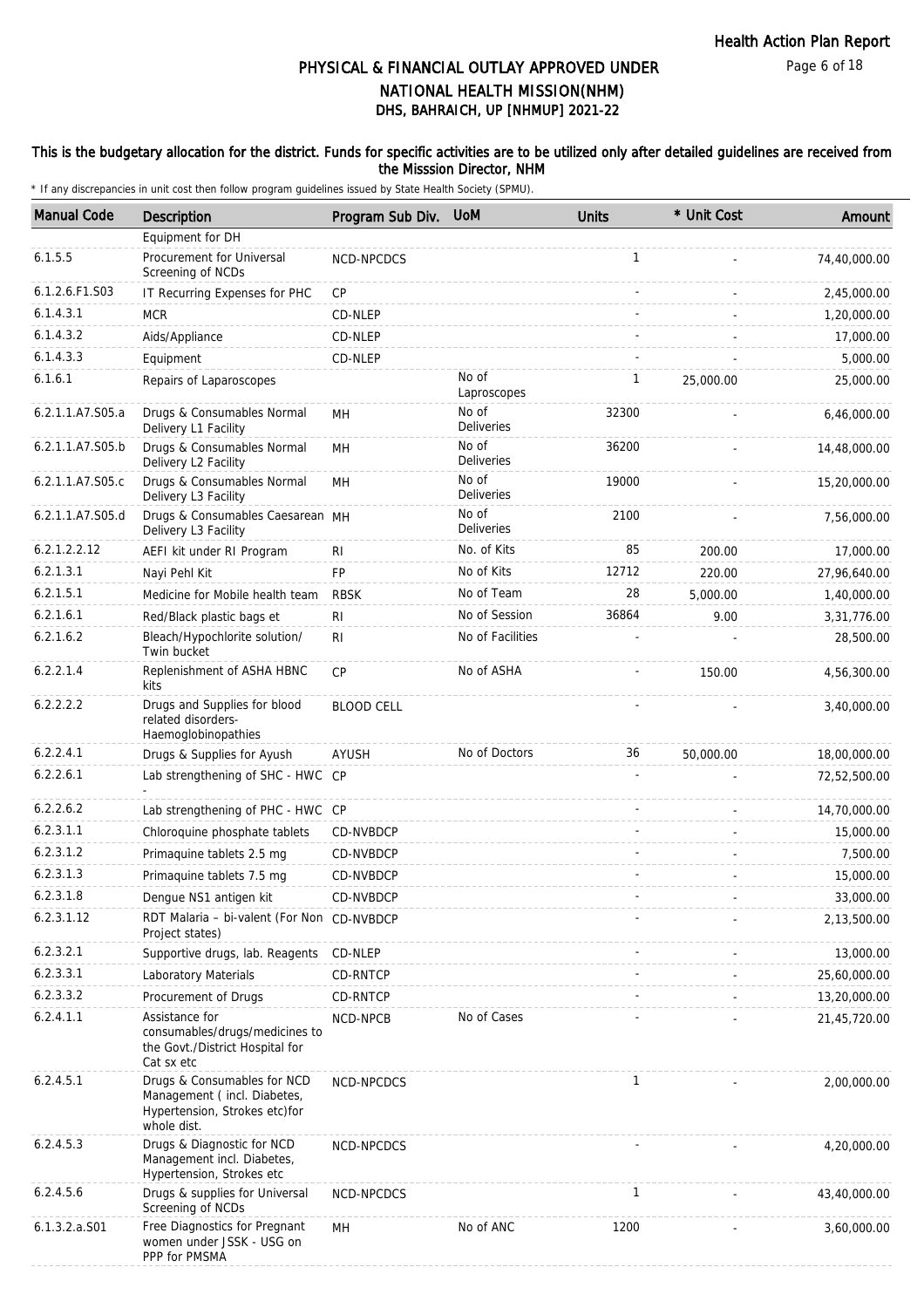# PHYSICAL & FINANCIAL OUTLAY APPROVED UNDER NATIONAL HEALTH MISSION(NHM)

## DHS, BAHRAICH, UP [NHMUP] 2021-22

**This is the budgetary allocation for the district. Funds for specific activities are to be utilized only after detailed guidelines are received from the Misssion Director, NHM**

\* If any discrepancies in unit cost then follow program guidelines issued by State Health Society (SPMU).

| Manual Code | Description | Program Sub Div. | UoM | Units | * Unit Cost | Amount |
|---|---|---|---|---|---|---|
| | Equipment for DH | | | | | |
| 6.1.5.5 | Procurement for Universal Screening of NCDs | NCD-NPCDCS | | 1 | - | 74,40,000.00 |
| 6.1.2.6.F1.S03 | IT Recurring Expenses for PHC | CP | | - | - | 2,45,000.00 |
| 6.1.4.3.1 | MCR | CD-NLEP | | - | - | 1,20,000.00 |
| 6.1.4.3.2 | Aids/Appliance | CD-NLEP | | - | - | 17,000.00 |
| 6.1.4.3.3 | Equipment | CD-NLEP | | - | - | 5,000.00 |
| 6.1.6.1 | Repairs of Laparoscopes | | No of Laproscopes | 1 | 25,000.00 | 25,000.00 |
| 6.2.1.1.A7.S05.a | Drugs & Consumables Normal Delivery L1 Facility | MH | No of Deliveries | 32300 | - | 6,46,000.00 |
| 6.2.1.1.A7.S05.b | Drugs & Consumables Normal Delivery L2 Facility | MH | No of Deliveries | 36200 | - | 14,48,000.00 |
| 6.2.1.1.A7.S05.c | Drugs & Consumables Normal Delivery L3 Facility | MH | No of Deliveries | 19000 | - | 15,20,000.00 |
| 6.2.1.1.A7.S05.d | Drugs & Consumables Caesarean Delivery L3 Facility | MH | No of Deliveries | 2100 | - | 7,56,000.00 |
| 6.2.1.2.2.12 | AEFI kit under RI Program | RI | No. of Kits | 85 | 200.00 | 17,000.00 |
| 6.2.1.3.1 | Nayi Pehl Kit | FP | No of Kits | 12712 | 220.00 | 27,96,640.00 |
| 6.2.1.5.1 | Medicine for Mobile health team | RBSK | No of Team | 28 | 5,000.00 | 1,40,000.00 |
| 6.2.1.6.1 | Red/Black plastic bags et | RI | No of Session | 36864 | 9.00 | 3,31,776.00 |
| 6.2.1.6.2 | Bleach/Hypochlorite solution/ Twin bucket | RI | No of Facilities | - | - | 28,500.00 |
| 6.2.2.1.4 | Replenishment of ASHA HBNC kits | CP | No of ASHA | - | 150.00 | 4,56,300.00 |
| 6.2.2.2.2 | Drugs and Supplies for blood related disorders-Haemoglobinopathies | BLOOD CELL | | - | - | 3,40,000.00 |
| 6.2.2.4.1 | Drugs & Supplies for Ayush | AYUSH | No of Doctors | 36 | 50,000.00 | 18,00,000.00 |
| 6.2.2.6.1 | Lab strengthening of SHC - HWC - | CP | | - | - | 72,52,500.00 |
| 6.2.2.6.2 | Lab strengthening of PHC - HWC | CP | | - | - | 14,70,000.00 |
| 6.2.3.1.1 | Chloroquine phosphate tablets | CD-NVBDCP | | - | - | 15,000.00 |
| 6.2.3.1.2 | Primaquine tablets 2.5 mg | CD-NVBDCP | | - | - | 7,500.00 |
| 6.2.3.1.3 | Primaquine tablets 7.5 mg | CD-NVBDCP | | - | - | 15,000.00 |
| 6.2.3.1.8 | Dengue NS1 antigen kit | CD-NVBDCP | | - | - | 33,000.00 |
| 6.2.3.1.12 | RDT Malaria – bi-valent (For Non Project states) | CD-NVBDCP | | - | - | 2,13,500.00 |
| 6.2.3.2.1 | Supportive drugs, lab. Reagents | CD-NLEP | | - | - | 13,000.00 |
| 6.2.3.3.1 | Laboratory Materials | CD-RNTCP | | - | - | 25,60,000.00 |
| 6.2.3.3.2 | Procurement of Drugs | CD-RNTCP | | - | - | 13,20,000.00 |
| 6.2.4.1.1 | Assistance for consumables/drugs/medicines to the Govt./District Hospital for Cat sx etc | NCD-NPCB | No of Cases | - | - | 21,45,720.00 |
| 6.2.4.5.1 | Drugs & Consumables for NCD Management ( incl. Diabetes, Hypertension, Strokes etc)for whole dist. | NCD-NPCDCS | | 1 | - | 2,00,000.00 |
| 6.2.4.5.3 | Drugs & Diagnostic for NCD Management incl. Diabetes, Hypertension, Strokes etc | NCD-NPCDCS | | - | - | 4,20,000.00 |
| 6.2.4.5.6 | Drugs & supplies for Universal Screening of NCDs | NCD-NPCDCS | | 1 | - | 43,40,000.00 |
| 6.1.3.2.a.S01 | Free Diagnostics for Pregnant women under JSSK - USG on PPP for PMSMA | MH | No of ANC | 1200 | - | 3,60,000.00 |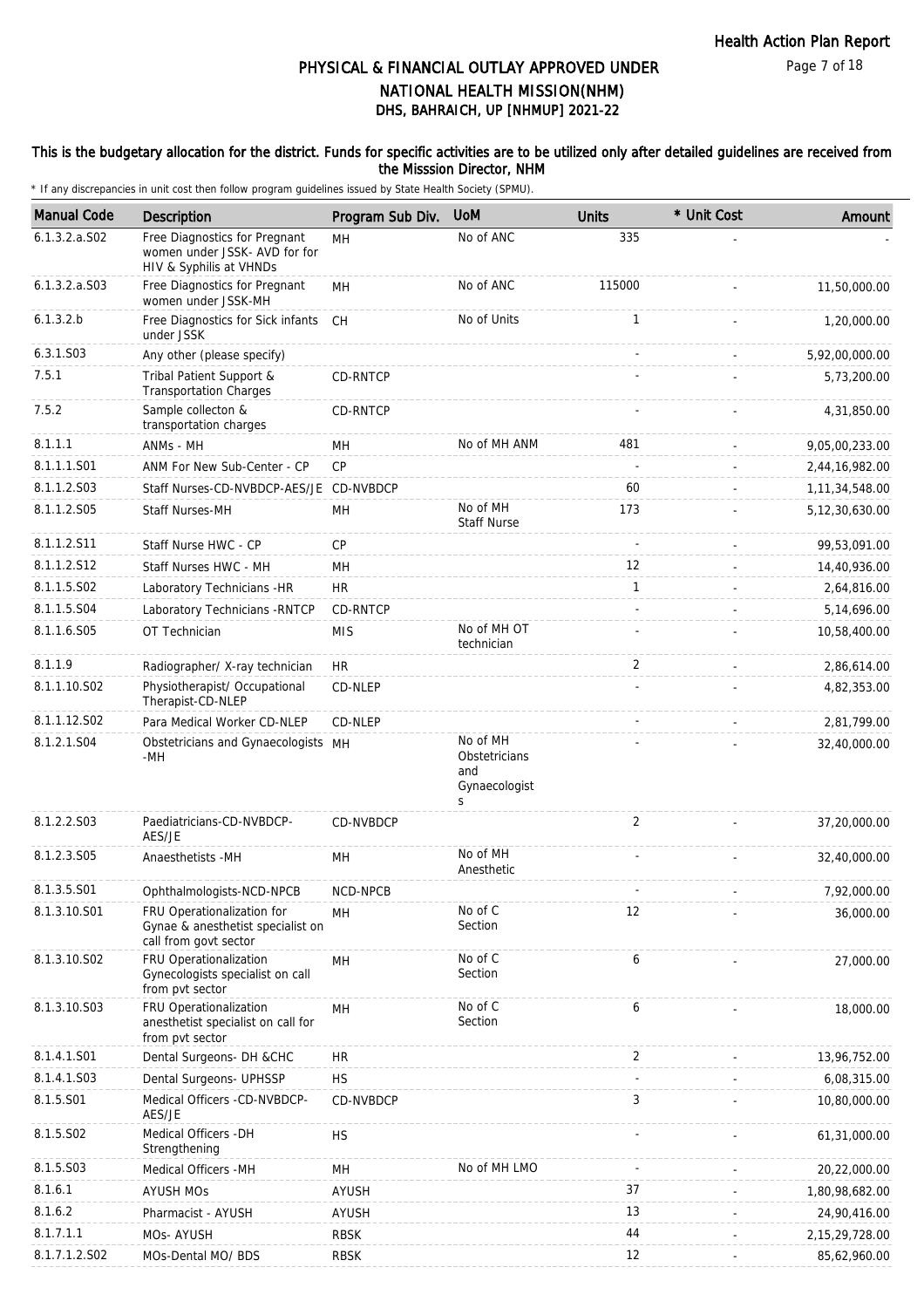# PHYSICAL & FINANCIAL OUTLAY APPROVED UNDER NATIONAL HEALTH MISSION(NHM)

## DHS, BAHRAICH, UP [NHMUP] 2021-22

**This is the budgetary allocation for the district. Funds for specific activities are to be utilized only after detailed guidelines are received from the Misssion Director, NHM**

\* If any discrepancies in unit cost then follow program guidelines issued by State Health Society (SPMU).

| Manual Code | Description | Program Sub Div. | UoM | Units | * Unit Cost | Amount |
|---|---|---|---|---|---|---|
| 6.1.3.2.a.S02 | Free Diagnostics for Pregnant women under JSSK- AVD for for HIV & Syphilis at VHNDs | MH | No of ANC | 335 | - | - |
| 6.1.3.2.a.S03 | Free Diagnostics for Pregnant women under JSSK-MH | MH | No of ANC | 115000 | - | 11,50,000.00 |
| 6.1.3.2.b | Free Diagnostics for Sick infants under JSSK | CH | No of Units | 1 | - | 1,20,000.00 |
| 6.3.1.S03 | Any other (please specify) | | | - | - | 5,92,00,000.00 |
| 7.5.1 | Tribal Patient Support & Transportation Charges | CD-RNTCP | | - | - | 5,73,200.00 |
| 7.5.2 | Sample collecton & transportation charges | CD-RNTCP | | - | - | 4,31,850.00 |
| 8.1.1.1 | ANMs - MH | MH | No of MH ANM | 481 | - | 9,05,00,233.00 |
| 8.1.1.1.S01 | ANM For New Sub-Center - CP | CP | | - | - | 2,44,16,982.00 |
| 8.1.1.2.S03 | Staff Nurses-CD-NVBDCP-AES/JE | CD-NVBDCP | | 60 | - | 1,11,34,548.00 |
| 8.1.1.2.S05 | Staff Nurses-MH | MH | No of MH Staff Nurse | 173 | - | 5,12,30,630.00 |
| 8.1.1.2.S11 | Staff Nurse HWC - CP | CP | | - | - | 99,53,091.00 |
| 8.1.1.2.S12 | Staff Nurses HWC - MH | MH | | 12 | - | 14,40,936.00 |
| 8.1.1.5.S02 | Laboratory Technicians -HR | HR | | 1 | - | 2,64,816.00 |
| 8.1.1.5.S04 | Laboratory Technicians -RNTCP | CD-RNTCP | | - | - | 5,14,696.00 |
| 8.1.1.6.S05 | OT Technician | MIS | No of MH OT technician | - | - | 10,58,400.00 |
| 8.1.1.9 | Radiographer/ X-ray technician | HR | | 2 | - | 2,86,614.00 |
| 8.1.1.10.S02 | Physiotherapist/ Occupational Therapist-CD-NLEP | CD-NLEP | | - | - | 4,82,353.00 |
| 8.1.1.12.S02 | Para Medical Worker CD-NLEP | CD-NLEP | | - | - | 2,81,799.00 |
| 8.1.2.1.S04 | Obstetricians and Gynaecologists -MH | MH | No of MH Obstetricians and Gynaecologists | - | - | 32,40,000.00 |
| 8.1.2.2.S03 | Paediatricians-CD-NVBDCP-AES/JE | CD-NVBDCP | | 2 | - | 37,20,000.00 |
| 8.1.2.3.S05 | Anaesthetists -MH | MH | No of MH Anesthetic | - | - | 32,40,000.00 |
| 8.1.3.5.S01 | Ophthalmologists-NCD-NPCB | NCD-NPCB | | - | - | 7,92,000.00 |
| 8.1.3.10.S01 | FRU Operationalization for Gynae & anesthetist specialist on call from govt sector | MH | No of C Section | 12 | - | 36,000.00 |
| 8.1.3.10.S02 | FRU Operationalization Gynecologists specialist on call from pvt sector | MH | No of C Section | 6 | - | 27,000.00 |
| 8.1.3.10.S03 | FRU Operationalization anesthetist specialist on call for from pvt sector | MH | No of C Section | 6 | - | 18,000.00 |
| 8.1.4.1.S01 | Dental Surgeons- DH &CHC | HR | | 2 | - | 13,96,752.00 |
| 8.1.4.1.S03 | Dental Surgeons- UPHSSP | HS | | - | - | 6,08,315.00 |
| 8.1.5.S01 | Medical Officers -CD-NVBDCP-AES/JE | CD-NVBDCP | | 3 | - | 10,80,000.00 |
| 8.1.5.S02 | Medical Officers -DH Strengthening | HS | | - | - | 61,31,000.00 |
| 8.1.5.S03 | Medical Officers -MH | MH | No of MH LMO | - | - | 20,22,000.00 |
| 8.1.6.1 | AYUSH MOs | AYUSH | | 37 | - | 1,80,98,682.00 |
| 8.1.6.2 | Pharmacist - AYUSH | AYUSH | | 13 | - | 24,90,416.00 |
| 8.1.7.1.1 | MOs- AYUSH | RBSK | | 44 | - | 2,15,29,728.00 |
| 8.1.7.1.2.S02 | MOs-Dental MO/ BDS | RBSK | | 12 | - | 85,62,960.00 |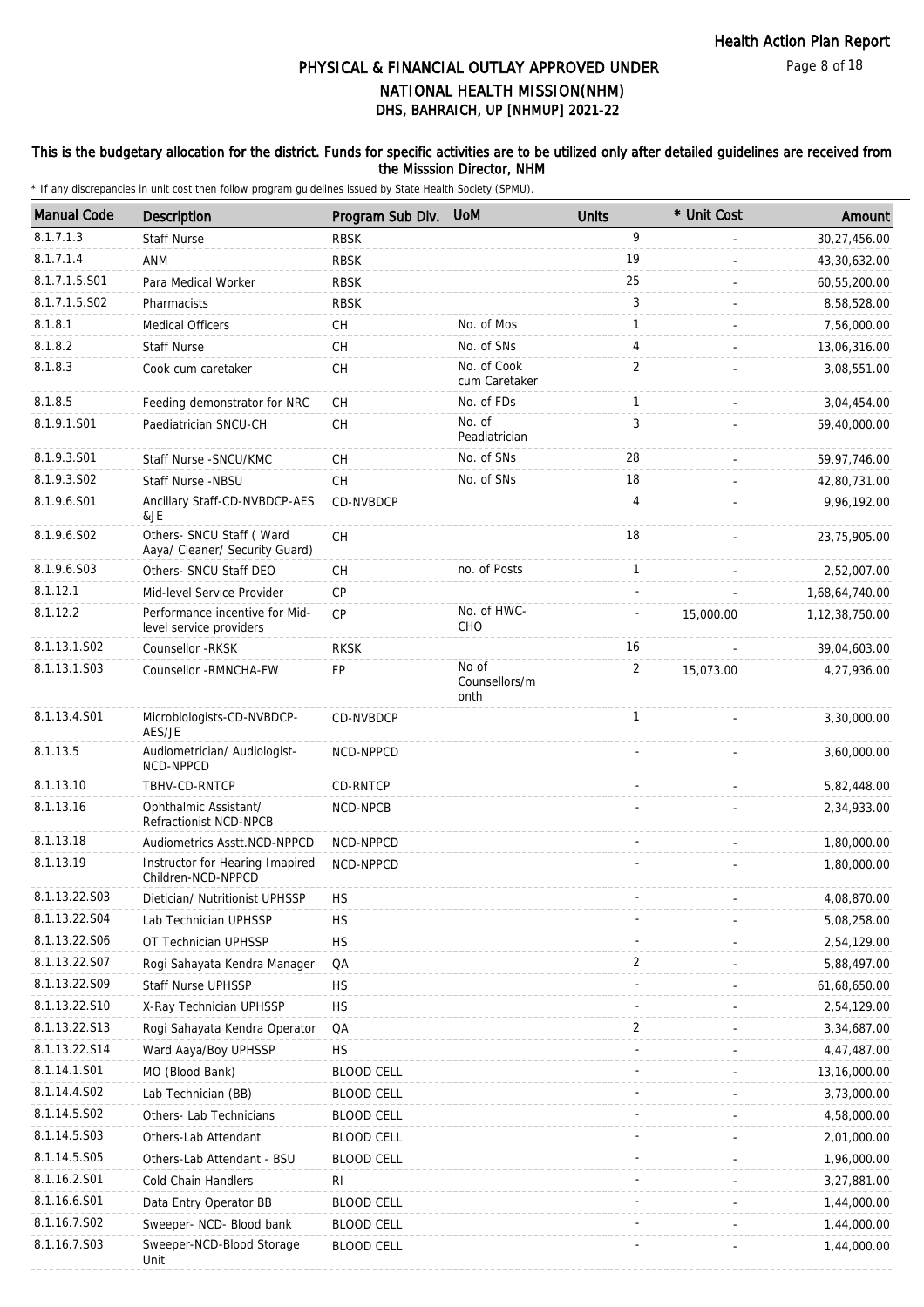# PHYSICAL & FINANCIAL OUTLAY APPROVED UNDER NATIONAL HEALTH MISSION(NHM)

## DHS, BAHRAICH, UP [NHMUP] 2021-22

**This is the budgetary allocation for the district. Funds for specific activities are to be utilized only after detailed guidelines are received from the Misssion Director, NHM**

\* If any discrepancies in unit cost then follow program guidelines issued by State Health Society (SPMU).

| Manual Code | Description | Program Sub Div. | UoM | Units | * Unit Cost | Amount |
|---|---|---|---|---|---|---|
| 8.1.7.1.3 | Staff Nurse | RBSK | | 9 | - | 30,27,456.00 |
| 8.1.7.1.4 | ANM | RBSK | | 19 | - | 43,30,632.00 |
| 8.1.7.1.5.S01 | Para Medical Worker | RBSK | | 25 | - | 60,55,200.00 |
| 8.1.7.1.5.S02 | Pharmacists | RBSK | | 3 | - | 8,58,528.00 |
| 8.1.8.1 | Medical Officers | CH | No. of Mos | 1 | - | 7,56,000.00 |
| 8.1.8.2 | Staff Nurse | CH | No. of SNs | 4 | - | 13,06,316.00 |
| 8.1.8.3 | Cook cum caretaker | CH | No. of Cook cum Caretaker | 2 | - | 3,08,551.00 |
| 8.1.8.5 | Feeding demonstrator for NRC | CH | No. of FDs | 1 | - | 3,04,454.00 |
| 8.1.9.1.S01 | Paediatrician SNCU-CH | CH | No. of Peadiatrician | 3 | - | 59,40,000.00 |
| 8.1.9.3.S01 | Staff Nurse -SNCU/KMC | CH | No. of SNs | 28 | - | 59,97,746.00 |
| 8.1.9.3.S02 | Staff Nurse -NBSU | CH | No. of SNs | 18 | - | 42,80,731.00 |
| 8.1.9.6.S01 | Ancillary Staff-CD-NVBDCP-AES &JE | CD-NVBDCP | | 4 | - | 9,96,192.00 |
| 8.1.9.6.S02 | Others- SNCU Staff ( Ward Aaya/ Cleaner/ Security Guard) | CH | | 18 | - | 23,75,905.00 |
| 8.1.9.6.S03 | Others- SNCU Staff DEO | CH | no. of Posts | 1 | - | 2,52,007.00 |
| 8.1.12.1 | Mid-level Service Provider | CP | | - | - | 1,68,64,740.00 |
| 8.1.12.2 | Performance incentive for Mid-level service providers | CP | No. of HWC-CHO | - | 15,000.00 | 1,12,38,750.00 |
| 8.1.13.1.S02 | Counsellor -RKSK | RKSK | | 16 | - | 39,04,603.00 |
| 8.1.13.1.S03 | Counsellor -RMNCHA-FW | FP | No of Counsellors/month | 2 | 15,073.00 | 4,27,936.00 |
| 8.1.13.4.S01 | Microbiologists-CD-NVBDCP-AES/JE | CD-NVBDCP | | 1 | - | 3,30,000.00 |
| 8.1.13.5 | Audiometrician/ Audiologist-NCD-NPPCD | NCD-NPPCD | | - | - | 3,60,000.00 |
| 8.1.13.10 | TBHV-CD-RNTCP | CD-RNTCP | | - | - | 5,82,448.00 |
| 8.1.13.16 | Ophthalmic Assistant/ Refractionist NCD-NPCB | NCD-NPCB | | - | - | 2,34,933.00 |
| 8.1.13.18 | Audiometrics Asstt.NCD-NPPCD | NCD-NPPCD | | - | - | 1,80,000.00 |
| 8.1.13.19 | Instructor for Hearing Imapired Children-NCD-NPPCD | NCD-NPPCD | | - | - | 1,80,000.00 |
| 8.1.13.22.S03 | Dietician/ Nutritionist UPHSSP | HS | | - | - | 4,08,870.00 |
| 8.1.13.22.S04 | Lab Technician UPHSSP | HS | | - | - | 5,08,258.00 |
| 8.1.13.22.S06 | OT Technician UPHSSP | HS | | - | - | 2,54,129.00 |
| 8.1.13.22.S07 | Rogi Sahayata Kendra Manager | QA | | 2 | - | 5,88,497.00 |
| 8.1.13.22.S09 | Staff Nurse UPHSSP | HS | | - | - | 61,68,650.00 |
| 8.1.13.22.S10 | X-Ray Technician UPHSSP | HS | | - | - | 2,54,129.00 |
| 8.1.13.22.S13 | Rogi Sahayata Kendra Operator | QA | | 2 | - | 3,34,687.00 |
| 8.1.13.22.S14 | Ward Aaya/Boy UPHSSP | HS | | - | - | 4,47,487.00 |
| 8.1.14.1.S01 | MO (Blood Bank) | BLOOD CELL | | - | - | 13,16,000.00 |
| 8.1.14.4.S02 | Lab Technician (BB) | BLOOD CELL | | - | - | 3,73,000.00 |
| 8.1.14.5.S02 | Others- Lab Technicians | BLOOD CELL | | - | - | 4,58,000.00 |
| 8.1.14.5.S03 | Others-Lab Attendant | BLOOD CELL | | - | - | 2,01,000.00 |
| 8.1.14.5.S05 | Others-Lab Attendant - BSU | BLOOD CELL | | - | - | 1,96,000.00 |
| 8.1.16.2.S01 | Cold Chain Handlers | RI | | - | - | 3,27,881.00 |
| 8.1.16.6.S01 | Data Entry Operator BB | BLOOD CELL | | - | - | 1,44,000.00 |
| 8.1.16.7.S02 | Sweeper- NCD- Blood bank | BLOOD CELL | | - | - | 1,44,000.00 |
| 8.1.16.7.S03 | Sweeper-NCD-Blood Storage Unit | BLOOD CELL | | - | - | 1,44,000.00 |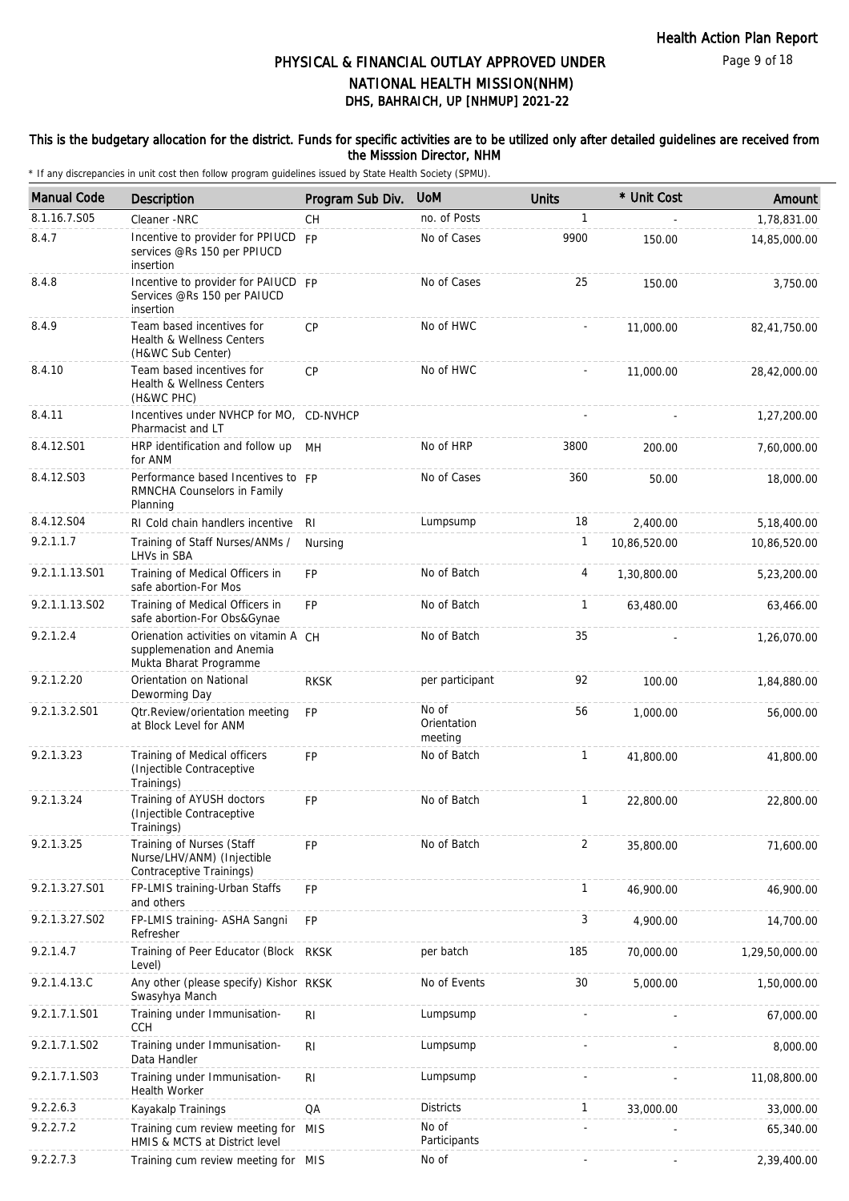# PHYSICAL & FINANCIAL OUTLAY APPROVED UNDER NATIONAL HEALTH MISSION(NHM)

## DHS, BAHRAICH, UP [NHMUP] 2021-22

**This is the budgetary allocation for the district. Funds for specific activities are to be utilized only after detailed guidelines are received from the Misssion Director, NHM**

\* If any discrepancies in unit cost then follow program guidelines issued by State Health Society (SPMU).

| Manual Code | Description | Program Sub Div. | UoM | Units | * Unit Cost | Amount |
|---|---|---|---|---|---|---|
| 8.1.16.7.S05 | Cleaner -NRC | CH | no. of Posts | 1 | - | 1,78,831.00 |
| 8.4.7 | Incentive to provider for PPIUCD services @Rs 150 per PPIUCD insertion | FP | No of Cases | 9900 | 150.00 | 14,85,000.00 |
| 8.4.8 | Incentive to provider for PAIUCD Services @Rs 150 per PAIUCD insertion | FP | No of Cases | 25 | 150.00 | 3,750.00 |
| 8.4.9 | Team based incentives for Health & Wellness Centers (H&WC Sub Center) | CP | No of HWC | - | 11,000.00 | 82,41,750.00 |
| 8.4.10 | Team based incentives for Health & Wellness Centers (H&WC PHC) | CP | No of HWC | - | 11,000.00 | 28,42,000.00 |
| 8.4.11 | Incentives under NVHCP for MO, Pharmacist and LT | CD-NVHCP | | - | - | 1,27,200.00 |
| 8.4.12.S01 | HRP identification and follow up for ANM | MH | No of HRP | 3800 | 200.00 | 7,60,000.00 |
| 8.4.12.S03 | Performance based Incentives to RMNCHA Counselors in Family Planning | FP | No of Cases | 360 | 50.00 | 18,000.00 |
| 8.4.12.S04 | RI Cold chain handlers incentive | RI | Lumpsump | 18 | 2,400.00 | 5,18,400.00 |
| 9.2.1.1.7 | Training of Staff Nurses/ANMs / LHVs in SBA | Nursing | | 1 | 10,86,520.00 | 10,86,520.00 |
| 9.2.1.1.13.S01 | Training of Medical Officers in safe abortion-For Mos | FP | No of Batch | 4 | 1,30,800.00 | 5,23,200.00 |
| 9.2.1.1.13.S02 | Training of Medical Officers in safe abortion-For Obs&Gynae | FP | No of Batch | 1 | 63,480.00 | 63,466.00 |
| 9.2.1.2.4 | Orienation activities on vitamin A supplemenation and Anemia Mukta Bharat Programme | CH | No of Batch | 35 | - | 1,26,070.00 |
| 9.2.1.2.20 | Orientation on National Deworming Day | RKSK | per participant | 92 | 100.00 | 1,84,880.00 |
| 9.2.1.3.2.S01 | Qtr.Review/orientation meeting at Block Level for ANM | FP | No of Orientation meeting | 56 | 1,000.00 | 56,000.00 |
| 9.2.1.3.23 | Training of Medical officers (Injectible Contraceptive Trainings) | FP | No of Batch | 1 | 41,800.00 | 41,800.00 |
| 9.2.1.3.24 | Training of AYUSH doctors (Injectible Contraceptive Trainings) | FP | No of Batch | 1 | 22,800.00 | 22,800.00 |
| 9.2.1.3.25 | Training of Nurses (Staff Nurse/LHV/ANM) (Injectible Contraceptive Trainings) | FP | No of Batch | 2 | 35,800.00 | 71,600.00 |
| 9.2.1.3.27.S01 | FP-LMIS training-Urban Staffs and others | FP | | 1 | 46,900.00 | 46,900.00 |
| 9.2.1.3.27.S02 | FP-LMIS training- ASHA Sangni Refresher | FP | | 3 | 4,900.00 | 14,700.00 |
| 9.2.1.4.7 | Training of Peer Educator (Block Level) | RKSK | per batch | 185 | 70,000.00 | 1,29,50,000.00 |
| 9.2.1.4.13.C | Any other (please specify) Kishor Swasyhya Manch | RKSK | No of Events | 30 | 5,000.00 | 1,50,000.00 |
| 9.2.1.7.1.S01 | Training under Immunisation-CCH | RI | Lumpsump | - | - | 67,000.00 |
| 9.2.1.7.1.S02 | Training under Immunisation-Data Handler | RI | Lumpsump | - | - | 8,000.00 |
| 9.2.1.7.1.S03 | Training under Immunisation-Health Worker | RI | Lumpsump | - | - | 11,08,800.00 |
| 9.2.2.6.3 | Kayakalp Trainings | QA | Districts | 1 | 33,000.00 | 33,000.00 |
| 9.2.2.7.2 | Training cum review meeting for HMIS & MCTS at District level | MIS | No of Participants | - | - | 65,340.00 |
| 9.2.2.7.3 | Training cum review meeting for | MIS | No of | - | - | 2,39,400.00 |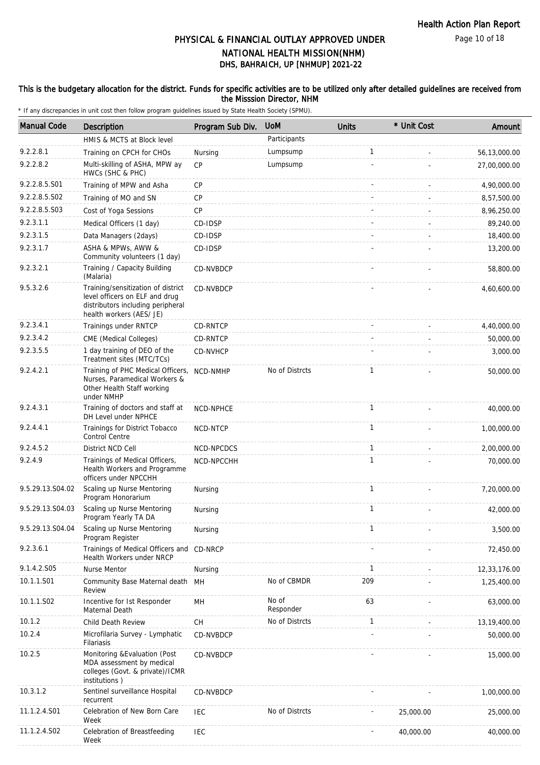# PHYSICAL & FINANCIAL OUTLAY APPROVED UNDER NATIONAL HEALTH MISSION(NHM)

## DHS, BAHRAICH, UP [NHMUP] 2021-22

**This is the budgetary allocation for the district. Funds for specific activities are to be utilized only after detailed guidelines are received from the Misssion Director, NHM**

\* If any discrepancies in unit cost then follow program guidelines issued by State Health Society (SPMU).

| Manual Code | Description | Program Sub Div. | UoM | Units | * Unit Cost | Amount |
|---|---|---|---|---|---|---|
| | HMIS & MCTS at Block level | | Participants | | | |
| 9.2.2.8.1 | Training on CPCH for CHOs | Nursing | Lumpsump | 1 | - | 56,13,000.00 |
| 9.2.2.8.2 | Multi-skilling of ASHA, MPW ay HWCs (SHC & PHC) | CP | Lumpsump | - | - | 27,00,000.00 |
| 9.2.2.8.5.S01 | Training of MPW and Asha | CP | | - | - | 4,90,000.00 |
| 9.2.2.8.5.S02 | Training of MO and SN | CP | | - | - | 8,57,500.00 |
| 9.2.2.8.5.S03 | Cost of Yoga Sessions | CP | | - | - | 8,96,250.00 |
| 9.2.3.1.1 | Medical Officers (1 day) | CD-IDSP | | - | - | 89,240.00 |
| 9.2.3.1.5 | Data Managers (2days) | CD-IDSP | | - | - | 18,400.00 |
| 9.2.3.1.7 | ASHA & MPWs, AWW & Community volunteers (1 day) | CD-IDSP | | - | - | 13,200.00 |
| 9.2.3.2.1 | Training / Capacity Building (Malaria) | CD-NVBDCP | | - | - | 58,800.00 |
| 9.5.3.2.6 | Training/sensitization of district level officers on ELF and drug distributors including peripheral health workers (AES/ JE) | CD-NVBDCP | | - | - | 4,60,600.00 |
| 9.2.3.4.1 | Trainings under RNTCP | CD-RNTCP | | - | - | 4,40,000.00 |
| 9.2.3.4.2 | CME (Medical Colleges) | CD-RNTCP | | - | - | 50,000.00 |
| 9.2.3.5.5 | 1 day training of DEO of the Treatment sites (MTC/TCs) | CD-NVHCP | | - | - | 3,000.00 |
| 9.2.4.2.1 | Training of PHC Medical Officers, Nurses, Paramedical Workers & Other Health Staff working under NMHP | NCD-NMHP | No of Distrcts | 1 | - | 50,000.00 |
| 9.2.4.3.1 | Training of doctors and staff at DH Level under NPHCE | NCD-NPHCE | | 1 | - | 40,000.00 |
| 9.2.4.4.1 | Trainings for District Tobacco Control Centre | NCD-NTCP | | 1 | - | 1,00,000.00 |
| 9.2.4.5.2 | District NCD Cell | NCD-NPCDCS | | 1 | - | 2,00,000.00 |
| 9.2.4.9 | Trainings of Medical Officers, Health Workers and Programme officers under NPCCHH | NCD-NPCCHH | | 1 | - | 70,000.00 |
| 9.5.29.13.S04.02 | Scaling up Nurse Mentoring Program Honorarium | Nursing | | 1 | - | 7,20,000.00 |
| 9.5.29.13.S04.03 | Scaling up Nurse Mentoring Program Yearly TA DA | Nursing | | 1 | - | 42,000.00 |
| 9.5.29.13.S04.04 | Scaling up Nurse Mentoring Program Register | Nursing | | 1 | - | 3,500.00 |
| 9.2.3.6.1 | Trainings of Medical Officers and Health Workers under NRCP | CD-NRCP | | - | - | 72,450.00 |
| 9.1.4.2.S05 | Nurse Mentor | Nursing | | 1 | - | 12,33,176.00 |
| 10.1.1.S01 | Community Base Maternal death Review | MH | No of CBMDR | 209 | - | 1,25,400.00 |
| 10.1.1.S02 | Incentive for Ist Responder Maternal Death | MH | No of Responder | 63 | - | 63,000.00 |
| 10.1.2 | Child Death Review | CH | No of Distrcts | 1 | - | 13,19,400.00 |
| 10.2.4 | Microfilaria Survey - Lymphatic Filariasis | CD-NVBDCP | | - | - | 50,000.00 |
| 10.2.5 | Monitoring &Evaluation (Post MDA assessment by medical colleges (Govt. & private)/ICMR institutions ) | CD-NVBDCP | | - | - | 15,000.00 |
| 10.3.1.2 | Sentinel surveillance Hospital recurrent | CD-NVBDCP | | - | - | 1,00,000.00 |
| 11.1.2.4.S01 | Celebration of New Born Care Week | IEC | No of Distrcts | - | 25,000.00 | 25,000.00 |
| 11.1.2.4.S02 | Celebration of Breastfeeding Week | IEC | | - | 40,000.00 | 40,000.00 |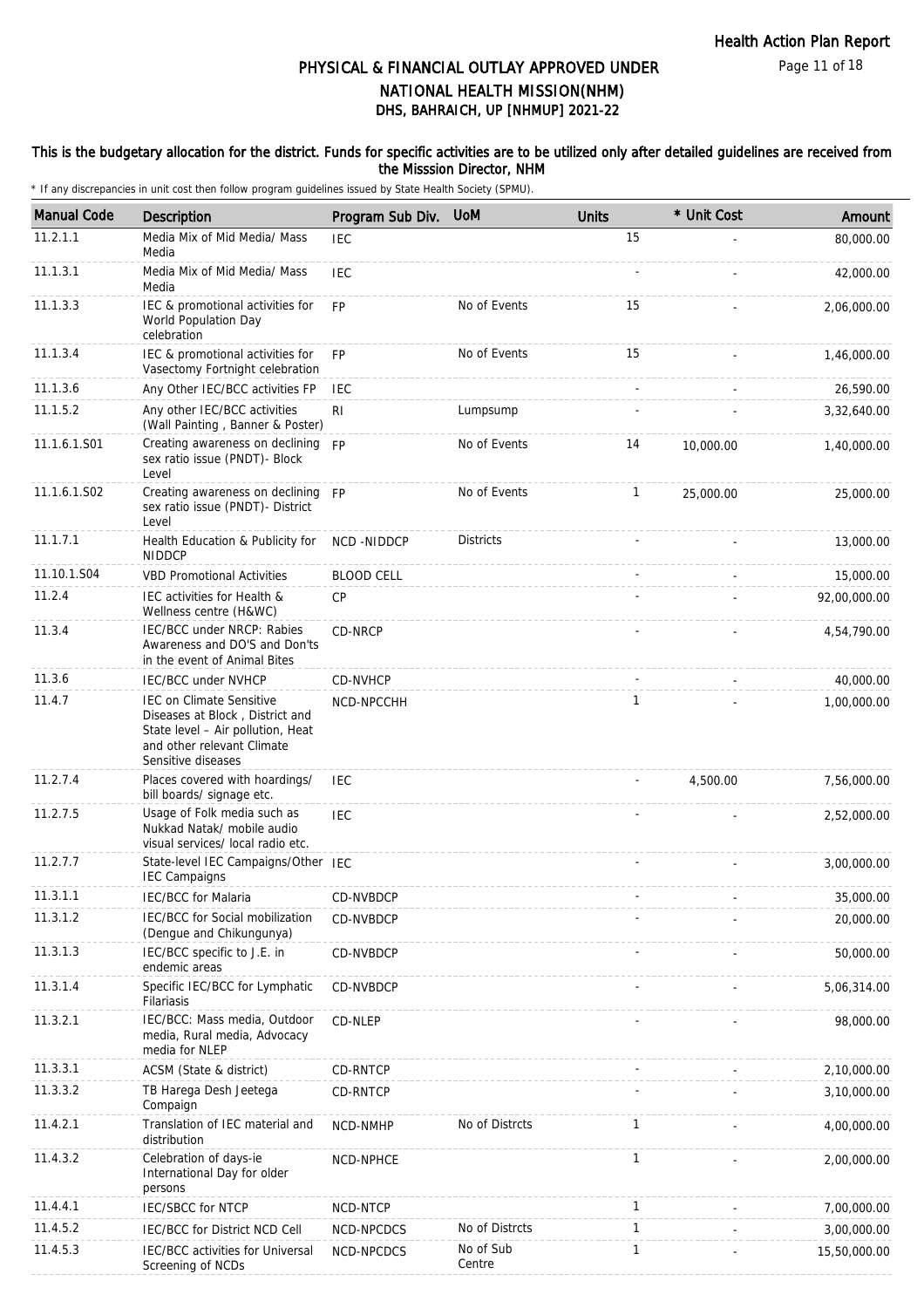# PHYSICAL & FINANCIAL OUTLAY APPROVED UNDER NATIONAL HEALTH MISSION(NHM)

## DHS, BAHRAICH, UP [NHMUP] 2021-22

**This is the budgetary allocation for the district. Funds for specific activities are to be utilized only after detailed guidelines are received from the Misssion Director, NHM**

\* If any discrepancies in unit cost then follow program guidelines issued by State Health Society (SPMU).

| Manual Code | Description | Program Sub Div. | UoM | Units | * Unit Cost | Amount |
|---|---|---|---|---|---|---|
| 11.2.1.1 | Media Mix of Mid Media/ Mass Media | IEC | | 15 | - | 80,000.00 |
| 11.1.3.1 | Media Mix of Mid Media/ Mass Media | IEC | | - | - | 42,000.00 |
| 11.1.3.3 | IEC & promotional activities for World Population Day celebration | FP | No of Events | 15 | - | 2,06,000.00 |
| 11.1.3.4 | IEC & promotional activities for Vasectomy Fortnight celebration | FP | No of Events | 15 | - | 1,46,000.00 |
| 11.1.3.6 | Any Other IEC/BCC activities FP | IEC | | - | - | 26,590.00 |
| 11.1.5.2 | Any other IEC/BCC activities (Wall Painting , Banner & Poster) | RI | Lumpsump | - | - | 3,32,640.00 |
| 11.1.6.1.S01 | Creating awareness on declining sex ratio issue (PNDT)- Block Level | FP | No of Events | 14 | 10,000.00 | 1,40,000.00 |
| 11.1.6.1.S02 | Creating awareness on declining sex ratio issue (PNDT)- District Level | FP | No of Events | 1 | 25,000.00 | 25,000.00 |
| 11.1.7.1 | Health Education & Publicity for NIDDCP | NCD -NIDDCP | Districts | - | - | 13,000.00 |
| 11.10.1.S04 | VBD Promotional Activities | BLOOD CELL | | - | - | 15,000.00 |
| 11.2.4 | IEC activities for Health & Wellness centre (H&WC) | CP | | - | - | 92,00,000.00 |
| 11.3.4 | IEC/BCC under NRCP: Rabies Awareness and DO'S and Don'ts in the event of Animal Bites | CD-NRCP | | - | - | 4,54,790.00 |
| 11.3.6 | IEC/BCC under NVHCP | CD-NVHCP | | - | - | 40,000.00 |
| 11.4.7 | IEC on Climate Sensitive Diseases at Block , District and State level – Air pollution, Heat and other relevant Climate Sensitive diseases | NCD-NPCCHH | | 1 | - | 1,00,000.00 |
| 11.2.7.4 | Places covered with hoardings/ bill boards/ signage etc. | IEC | | - | 4,500.00 | 7,56,000.00 |
| 11.2.7.5 | Usage of Folk media such as Nukkad Natak/ mobile audio visual services/ local radio etc. | IEC | | - | - | 2,52,000.00 |
| 11.2.7.7 | State-level IEC Campaigns/Other IEC Campaigns | IEC | | - | - | 3,00,000.00 |
| 11.3.1.1 | IEC/BCC for Malaria | CD-NVBDCP | | - | - | 35,000.00 |
| 11.3.1.2 | IEC/BCC for Social mobilization (Dengue and Chikungunya) | CD-NVBDCP | | - | - | 20,000.00 |
| 11.3.1.3 | IEC/BCC specific to J.E. in endemic areas | CD-NVBDCP | | - | - | 50,000.00 |
| 11.3.1.4 | Specific IEC/BCC for Lymphatic Filariasis | CD-NVBDCP | | - | - | 5,06,314.00 |
| 11.3.2.1 | IEC/BCC: Mass media, Outdoor media, Rural media, Advocacy media for NLEP | CD-NLEP | | - | - | 98,000.00 |
| 11.3.3.1 | ACSM (State & district) | CD-RNTCP | | - | - | 2,10,000.00 |
| 11.3.3.2 | TB Harega Desh Jeetega Compaign | CD-RNTCP | | - | - | 3,10,000.00 |
| 11.4.2.1 | Translation of IEC material and distribution | NCD-NMHP | No of Distrcts | 1 | - | 4,00,000.00 |
| 11.4.3.2 | Celebration of days-ie International Day for older persons | NCD-NPHCE | | 1 | - | 2,00,000.00 |
| 11.4.4.1 | IEC/SBCC for NTCP | NCD-NTCP | | 1 | - | 7,00,000.00 |
| 11.4.5.2 | IEC/BCC for District NCD Cell | NCD-NPCDCS | No of Distrcts | 1 | - | 3,00,000.00 |
| 11.4.5.3 | IEC/BCC activities for Universal Screening of NCDs | NCD-NPCDCS | No of Sub Centre | 1 | - | 15,50,000.00 |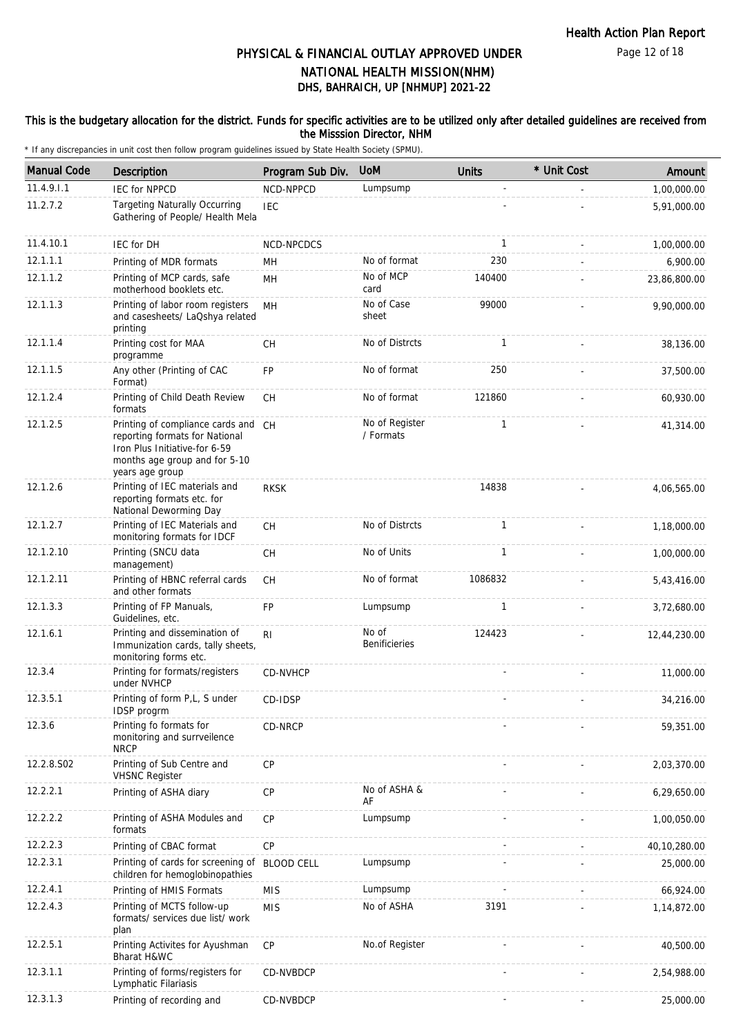# PHYSICAL & FINANCIAL OUTLAY APPROVED UNDER NATIONAL HEALTH MISSION(NHM)

## DHS, BAHRAICH, UP [NHMUP] 2021-22

### This is the budgetary allocation for the district. Funds for specific activities are to be utilized only after detailed guidelines are received from the Misssion Director, NHM

\* If any discrepancies in unit cost then follow program guidelines issued by State Health Society (SPMU).

| Manual Code | Description | Program Sub Div. | UoM | Units | * Unit Cost | Amount |
|---|---|---|---|---|---|---|
| 11.4.9.I.1 | IEC for NPPCD | NCD-NPPCD | Lumpsump | - | - | 1,00,000.00 |
| 11.2.7.2 | Targeting Naturally Occurring Gathering of People/ Health Mela | IEC | | - | - | 5,91,000.00 |
| 11.4.10.1 | IEC for DH | NCD-NPCDCS | | 1 | - | 1,00,000.00 |
| 12.1.1.1 | Printing of MDR formats | MH | No of format | 230 | - | 6,900.00 |
| 12.1.1.2 | Printing of MCP cards, safe motherhood booklets etc. | MH | No of MCP card | 140400 | - | 23,86,800.00 |
| 12.1.1.3 | Printing of labor room registers and casesheets/ LaQshya related printing | MH | No of Case sheet | 99000 | - | 9,90,000.00 |
| 12.1.1.4 | Printing cost for MAA programme | CH | No of Distrcts | 1 | - | 38,136.00 |
| 12.1.1.5 | Any other (Printing of CAC Format) | FP | No of format | 250 | - | 37,500.00 |
| 12.1.2.4 | Printing of Child Death Review formats | CH | No of format | 121860 | - | 60,930.00 |
| 12.1.2.5 | Printing of compliance cards and reporting formats for National Iron Plus Initiative-for 6-59 months age group and for 5-10 years age group | CH | No of Register / Formats | 1 | - | 41,314.00 |
| 12.1.2.6 | Printing of IEC materials and reporting formats etc. for National Deworming Day | RKSK | | 14838 | - | 4,06,565.00 |
| 12.1.2.7 | Printing of IEC Materials and monitoring formats for IDCF | CH | No of Distrcts | 1 | - | 1,18,000.00 |
| 12.1.2.10 | Printing (SNCU data management) | CH | No of Units | 1 | - | 1,00,000.00 |
| 12.1.2.11 | Printing of HBNC referral cards and other formats | CH | No of format | 1086832 | - | 5,43,416.00 |
| 12.1.3.3 | Printing of FP Manuals, Guidelines, etc. | FP | Lumpsump | 1 | - | 3,72,680.00 |
| 12.1.6.1 | Printing and dissemination of Immunization cards, tally sheets, monitoring forms etc. | RI | No of Benificieries | 124423 | - | 12,44,230.00 |
| 12.3.4 | Printing for formats/registers under NVHCP | CD-NVHCP | | - | - | 11,000.00 |
| 12.3.5.1 | Printing of form P,L, S under IDSP progrm | CD-IDSP | | - | - | 34,216.00 |
| 12.3.6 | Printing fo formats for monitoring and surrveilence NRCP | CD-NRCP | | - | - | 59,351.00 |
| 12.2.8.S02 | Printing of Sub Centre and VHSNC Register | CP | | - | - | 2,03,370.00 |
| 12.2.2.1 | Printing of ASHA diary | CP | No of ASHA & AF | - | - | 6,29,650.00 |
| 12.2.2.2 | Printing of ASHA Modules and formats | CP | Lumpsump | - | - | 1,00,050.00 |
| 12.2.2.3 | Printing of CBAC format | CP | | - | - | 40,10,280.00 |
| 12.2.3.1 | Printing of cards for screening of children for hemoglobinopathies | BLOOD CELL | Lumpsump | - | - | 25,000.00 |
| 12.2.4.1 | Printing of HMIS Formats | MIS | Lumpsump | - | - | 66,924.00 |
| 12.2.4.3 | Printing of MCTS follow-up formats/ services due list/ work plan | MIS | No of ASHA | 3191 | - | 1,14,872.00 |
| 12.2.5.1 | Printing Activites for Ayushman Bharat H&WC | CP | No.of Register | - | - | 40,500.00 |
| 12.3.1.1 | Printing of forms/registers for Lymphatic Filariasis | CD-NVBDCP | | - | - | 2,54,988.00 |
| 12.3.1.3 | Printing of recording and | CD-NVBDCP | | - | - | 25,000.00 |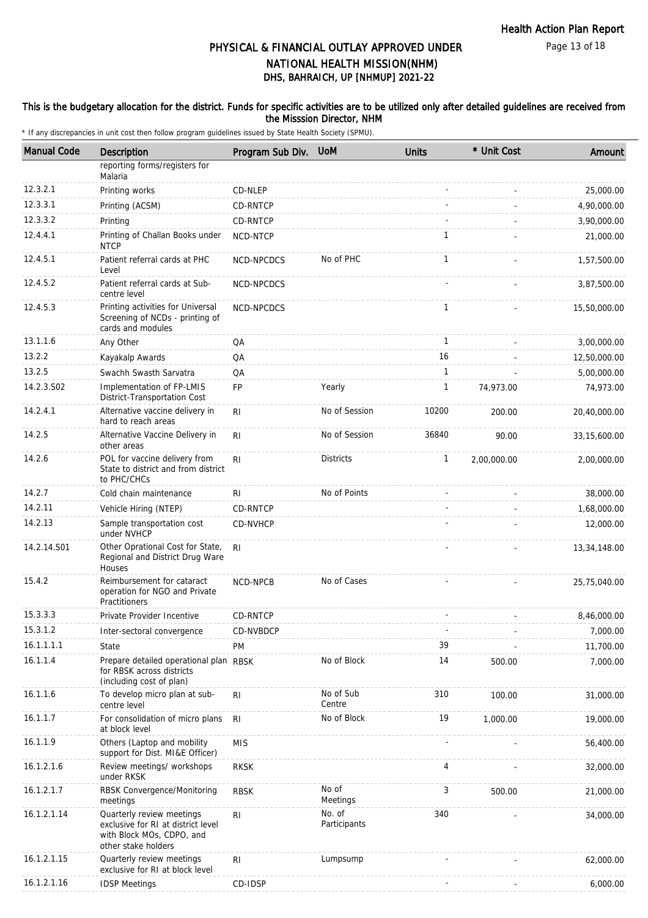# PHYSICAL & FINANCIAL OUTLAY APPROVED UNDER NATIONAL HEALTH MISSION(NHM)

## DHS, BAHRAICH, UP [NHMUP] 2021-22

**This is the budgetary allocation for the district. Funds for specific activities are to be utilized only after detailed guidelines are received from the Misssion Director, NHM**

\* If any discrepancies in unit cost then follow program guidelines issued by State Health Society (SPMU).

| Manual Code | Description | Program Sub Div. | UoM | Units | * Unit Cost | Amount |
|---|---|---|---|---|---|---|
| | reporting forms/registers for Malaria | | | | | |
| 12.3.2.1 | Printing works | CD-NLEP | | - | - | 25,000.00 |
| 12.3.3.1 | Printing (ACSM) | CD-RNTCP | | - | - | 4,90,000.00 |
| 12.3.3.2 | Printing | CD-RNTCP | | - | - | 3,90,000.00 |
| 12.4.4.1 | Printing of Challan Books under NTCP | NCD-NTCP | | 1 | - | 21,000.00 |
| 12.4.5.1 | Patient referral cards at PHC Level | NCD-NPCDCS | No of PHC | 1 | - | 1,57,500.00 |
| 12.4.5.2 | Patient referral cards at Sub-centre level | NCD-NPCDCS | | - | - | 3,87,500.00 |
| 12.4.5.3 | Printing activities for Universal Screening of NCDs - printing of cards and modules | NCD-NPCDCS | | 1 | - | 15,50,000.00 |
| 13.1.1.6 | Any Other | QA | | 1 | - | 3,00,000.00 |
| 13.2.2 | Kayakalp Awards | QA | | 16 | - | 12,50,000.00 |
| 13.2.5 | Swachh Swasth Sarvatra | QA | | 1 | - | 5,00,000.00 |
| 14.2.3.S02 | Implementation of FP-LMIS District-Transportation Cost | FP | Yearly | 1 | 74,973.00 | 74,973.00 |
| 14.2.4.1 | Alternative vaccine delivery in hard to reach areas | RI | No of Session | 10200 | 200.00 | 20,40,000.00 |
| 14.2.5 | Alternative Vaccine Delivery in other areas | RI | No of Session | 36840 | 90.00 | 33,15,600.00 |
| 14.2.6 | POL for vaccine delivery from State to district and from district to PHC/CHCs | RI | Districts | 1 | 2,00,000.00 | 2,00,000.00 |
| 14.2.7 | Cold chain maintenance | RI | No of Points | - | - | 38,000.00 |
| 14.2.11 | Vehicle Hiring (NTEP) | CD-RNTCP | | - | - | 1,68,000.00 |
| 14.2.13 | Sample transportation cost under NVHCP | CD-NVHCP | | - | - | 12,000.00 |
| 14.2.14.S01 | Other Oprational Cost for State, Regional and District Drug Ware Houses | RI | | - | - | 13,34,148.00 |
| 15.4.2 | Reimbursement for cataract operation for NGO and Private Practitioners | NCD-NPCB | No of Cases | - | - | 25,75,040.00 |
| 15.3.3.3 | Private Provider Incentive | CD-RNTCP | | - | - | 8,46,000.00 |
| 15.3.1.2 | Inter-sectoral convergence | CD-NVBDCP | | - | - | 7,000.00 |
| 16.1.1.1.1 | State | PM | | 39 | - | 11,700.00 |
| 16.1.1.4 | Prepare detailed operational plan for RBSK across districts (including cost of plan) | RBSK | No of Block | 14 | 500.00 | 7,000.00 |
| 16.1.1.6 | To develop micro plan at sub-centre level | RI | No of Sub Centre | 310 | 100.00 | 31,000.00 |
| 16.1.1.7 | For consolidation of micro plans at block level | RI | No of Block | 19 | 1,000.00 | 19,000.00 |
| 16.1.1.9 | Others (Laptop and mobility support for Dist. MI&E Officer) | MIS | | - | - | 56,400.00 |
| 16.1.2.1.6 | Review meetings/ workshops under RKSK | RKSK | | 4 | - | 32,000.00 |
| 16.1.2.1.7 | RBSK Convergence/Monitoring meetings | RBSK | No of Meetings | 3 | 500.00 | 21,000.00 |
| 16.1.2.1.14 | Quarterly review meetings exclusive for RI at district level with Block MOs, CDPO, and other stake holders | RI | No. of Participants | 340 | - | 34,000.00 |
| 16.1.2.1.15 | Quarterly review meetings exclusive for RI at block level | RI | Lumpsump | - | - | 62,000.00 |
| 16.1.2.1.16 | IDSP Meetings | CD-IDSP | | - | - | 6,000.00 |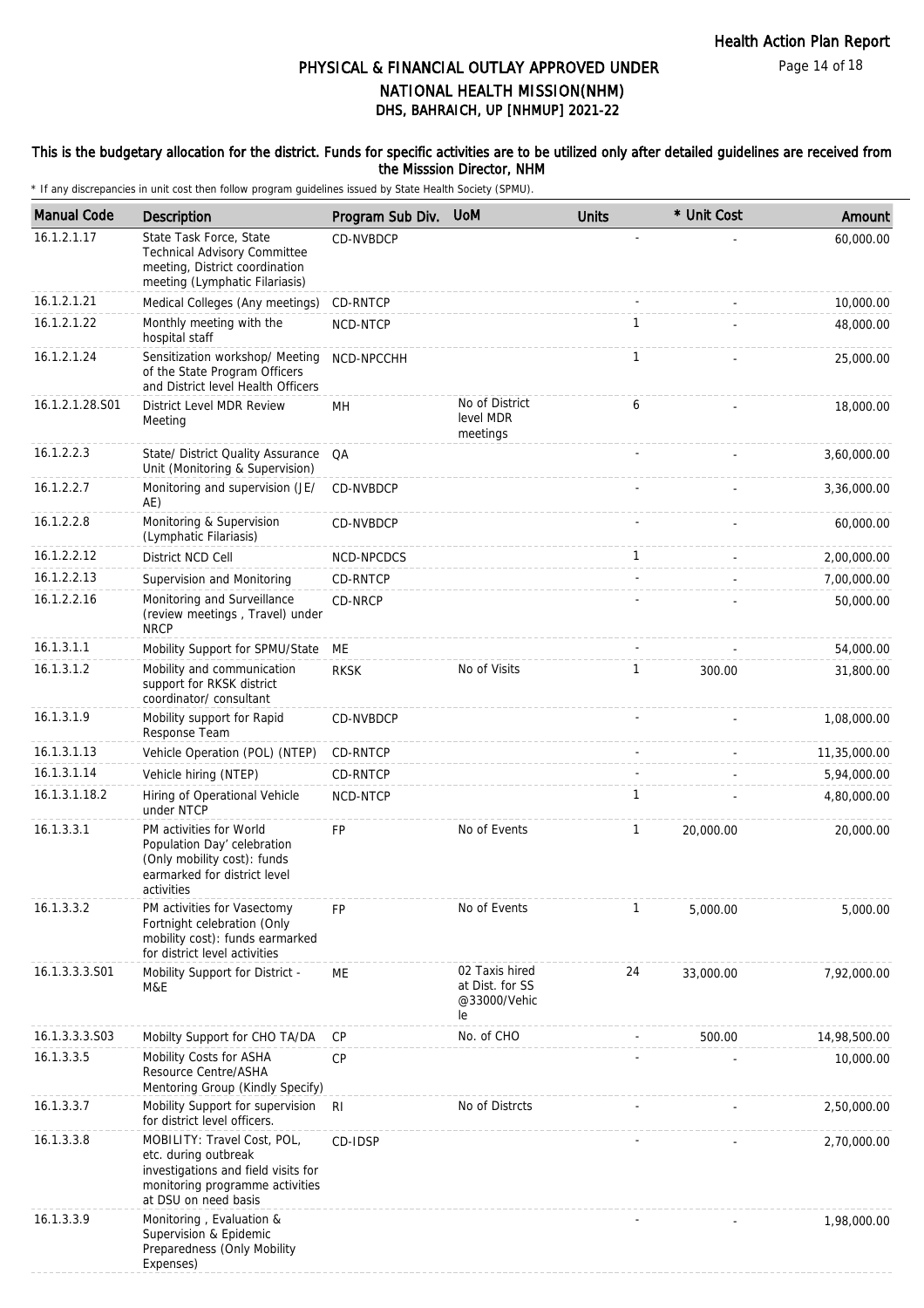# PHYSICAL & FINANCIAL OUTLAY APPROVED UNDER NATIONAL HEALTH MISSION(NHM)

## DHS, BAHRAICH, UP [NHMUP] 2021-22

**This is the budgetary allocation for the district. Funds for specific activities are to be utilized only after detailed guidelines are received from the Misssion Director, NHM**

\* If any discrepancies in unit cost then follow program guidelines issued by State Health Society (SPMU).

| Manual Code | Description | Program Sub Div. | UoM | Units | * Unit Cost | Amount |
|---|---|---|---|---|---|---|
| 16.1.2.1.17 | State Task Force, State Technical Advisory Committee meeting, District coordination meeting (Lymphatic Filariasis) | CD-NVBDCP | | - | - | 60,000.00 |
| 16.1.2.1.21 | Medical Colleges (Any meetings) | CD-RNTCP | | - | - | 10,000.00 |
| 16.1.2.1.22 | Monthly meeting with the hospital staff | NCD-NTCP | | 1 | - | 48,000.00 |
| 16.1.2.1.24 | Sensitization workshop/ Meeting of the State Program Officers and District level Health Officers | NCD-NPCCHH | | 1 | - | 25,000.00 |
| 16.1.2.1.28.S01 | District Level MDR Review Meeting | MH | No of District level MDR meetings | 6 | - | 18,000.00 |
| 16.1.2.2.3 | State/ District Quality Assurance Unit (Monitoring & Supervision) | QA | | - | - | 3,60,000.00 |
| 16.1.2.2.7 | Monitoring and supervision (JE/ AE) | CD-NVBDCP | | - | - | 3,36,000.00 |
| 16.1.2.2.8 | Monitoring & Supervision (Lymphatic Filariasis) | CD-NVBDCP | | - | - | 60,000.00 |
| 16.1.2.2.12 | District NCD Cell | NCD-NPCDCS | | 1 | - | 2,00,000.00 |
| 16.1.2.2.13 | Supervision and Monitoring | CD-RNTCP | | - | - | 7,00,000.00 |
| 16.1.2.2.16 | Monitoring and Surveillance (review meetings , Travel) under NRCP | CD-NRCP | | - | - | 50,000.00 |
| 16.1.3.1.1 | Mobility Support for SPMU/State | ME | | - | - | 54,000.00 |
| 16.1.3.1.2 | Mobility and communication support for RKSK district coordinator/ consultant | RKSK | No of Visits | 1 | 300.00 | 31,800.00 |
| 16.1.3.1.9 | Mobility support for Rapid Response Team | CD-NVBDCP | | - | - | 1,08,000.00 |
| 16.1.3.1.13 | Vehicle Operation (POL) (NTEP) | CD-RNTCP | | - | - | 11,35,000.00 |
| 16.1.3.1.14 | Vehicle hiring (NTEP) | CD-RNTCP | | - | - | 5,94,000.00 |
| 16.1.3.1.18.2 | Hiring of Operational Vehicle under NTCP | NCD-NTCP | | 1 | - | 4,80,000.00 |
| 16.1.3.3.1 | PM activities for World Population Day' celebration (Only mobility cost): funds earmarked for district level activities | FP | No of Events | 1 | 20,000.00 | 20,000.00 |
| 16.1.3.3.2 | PM activities for Vasectomy Fortnight celebration (Only mobility cost): funds earmarked for district level activities | FP | No of Events | 1 | 5,000.00 | 5,000.00 |
| 16.1.3.3.3.S01 | Mobility Support for District - M&E | ME | 02 Taxis hired at Dist. for SS @33000/Vehicle | 24 | 33,000.00 | 7,92,000.00 |
| 16.1.3.3.3.S03 | Mobilty Support for CHO TA/DA | CP | No. of CHO | - | 500.00 | 14,98,500.00 |
| 16.1.3.3.5 | Mobility Costs for ASHA Resource Centre/ASHA Mentoring Group (Kindly Specify) | CP | | - | - | 10,000.00 |
| 16.1.3.3.7 | Mobility Support for supervision for district level officers. | RI | No of Distrcts | - | - | 2,50,000.00 |
| 16.1.3.3.8 | MOBILITY: Travel Cost, POL, etc. during outbreak investigations and field visits for monitoring programme activities at DSU on need basis | CD-IDSP | | - | - | 2,70,000.00 |
| 16.1.3.3.9 | Monitoring , Evaluation & Supervision & Epidemic Preparedness (Only Mobility Expenses) | | | - | - | 1,98,000.00 |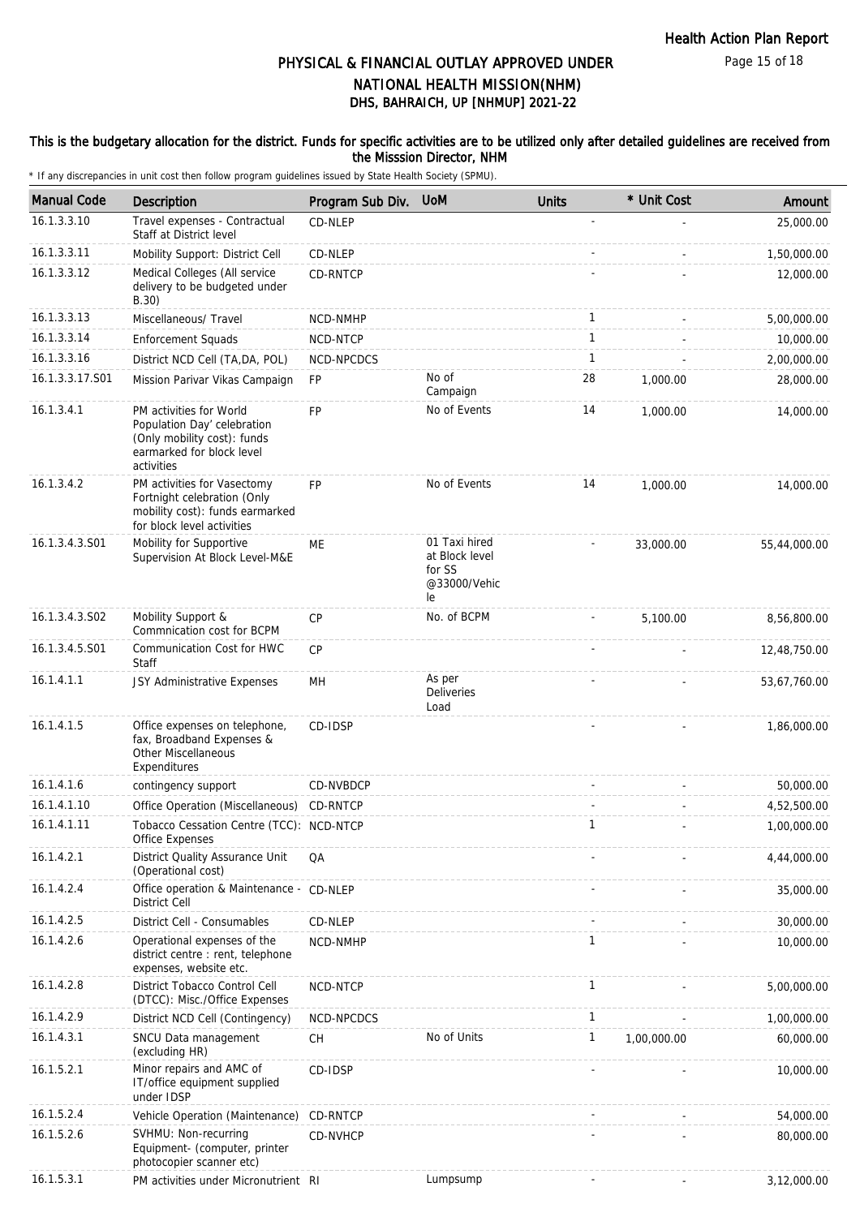# PHYSICAL & FINANCIAL OUTLAY APPROVED UNDER NATIONAL HEALTH MISSION(NHM)

## DHS, BAHRAICH, UP [NHMUP] 2021-22

### This is the budgetary allocation for the district. Funds for specific activities are to be utilized only after detailed guidelines are received from the Misssion Director, NHM

\* If any discrepancies in unit cost then follow program guidelines issued by State Health Society (SPMU).

| Manual Code | Description | Program Sub Div. | UoM | Units | * Unit Cost | Amount |
|---|---|---|---|---|---|---|
| 16.1.3.3.10 | Travel expenses - Contractual Staff at District level | CD-NLEP | | - | - | 25,000.00 |
| 16.1.3.3.11 | Mobility Support: District Cell | CD-NLEP | | - | - | 1,50,000.00 |
| 16.1.3.3.12 | Medical Colleges (All service delivery to be budgeted under B.30) | CD-RNTCP | | - | - | 12,000.00 |
| 16.1.3.3.13 | Miscellaneous/ Travel | NCD-NMHP | | 1 | - | 5,00,000.00 |
| 16.1.3.3.14 | Enforcement Squads | NCD-NTCP | | 1 | - | 10,000.00 |
| 16.1.3.3.16 | District NCD Cell (TA,DA, POL) | NCD-NPCDCS | | 1 | - | 2,00,000.00 |
| 16.1.3.3.17.S01 | Mission Parivar Vikas Campaign | FP | No of Campaign | 28 | 1,000.00 | 28,000.00 |
| 16.1.3.4.1 | PM activities for World Population Day' celebration (Only mobility cost): funds earmarked for block level activities | FP | No of Events | 14 | 1,000.00 | 14,000.00 |
| 16.1.3.4.2 | PM activities for Vasectomy Fortnight celebration (Only mobility cost): funds earmarked for block level activities | FP | No of Events | 14 | 1,000.00 | 14,000.00 |
| 16.1.3.4.3.S01 | Mobility for Supportive Supervision At Block Level-M&E | ME | 01 Taxi hired at Block level for SS @33000/Vehicle | - | 33,000.00 | 55,44,000.00 |
| 16.1.3.4.3.S02 | Mobility Support & Commnication cost for BCPM | CP | No. of BCPM | - | 5,100.00 | 8,56,800.00 |
| 16.1.3.4.5.S01 | Communication Cost for HWC Staff | CP | | - | - | 12,48,750.00 |
| 16.1.4.1.1 | JSY Administrative Expenses | MH | As per Deliveries Load | - | - | 53,67,760.00 |
| 16.1.4.1.5 | Office expenses on telephone, fax, Broadband Expenses & Other Miscellaneous Expenditures | CD-IDSP | | - | - | 1,86,000.00 |
| 16.1.4.1.6 | contingency support | CD-NVBDCP | | - | - | 50,000.00 |
| 16.1.4.1.10 | Office Operation (Miscellaneous) | CD-RNTCP | | - | - | 4,52,500.00 |
| 16.1.4.1.11 | Tobacco Cessation Centre (TCC): Office Expenses | NCD-NTCP | | 1 | - | 1,00,000.00 |
| 16.1.4.2.1 | District Quality Assurance Unit (Operational cost) | QA | | - | - | 4,44,000.00 |
| 16.1.4.2.4 | Office operation & Maintenance - District Cell | CD-NLEP | | - | - | 35,000.00 |
| 16.1.4.2.5 | District Cell - Consumables | CD-NLEP | | - | - | 30,000.00 |
| 16.1.4.2.6 | Operational expenses of the district centre : rent, telephone expenses, website etc. | NCD-NMHP | | 1 | - | 10,000.00 |
| 16.1.4.2.8 | District Tobacco Control Cell (DTCC): Misc./Office Expenses | NCD-NTCP | | 1 | - | 5,00,000.00 |
| 16.1.4.2.9 | District NCD Cell (Contingency) | NCD-NPCDCS | | 1 | - | 1,00,000.00 |
| 16.1.4.3.1 | SNCU Data management (excluding HR) | CH | No of Units | 1 | 1,00,000.00 | 60,000.00 |
| 16.1.5.2.1 | Minor repairs and AMC of IT/office equipment supplied under IDSP | CD-IDSP | | - | - | 10,000.00 |
| 16.1.5.2.4 | Vehicle Operation (Maintenance) | CD-RNTCP | | - | - | 54,000.00 |
| 16.1.5.2.6 | SVHMU: Non-recurring Equipment- (computer, printer photocopier scanner etc) | CD-NVHCP | | - | - | 80,000.00 |
| 16.1.5.3.1 | PM activities under Micronutrient | RI | Lumpsump | - | - | 3,12,000.00 |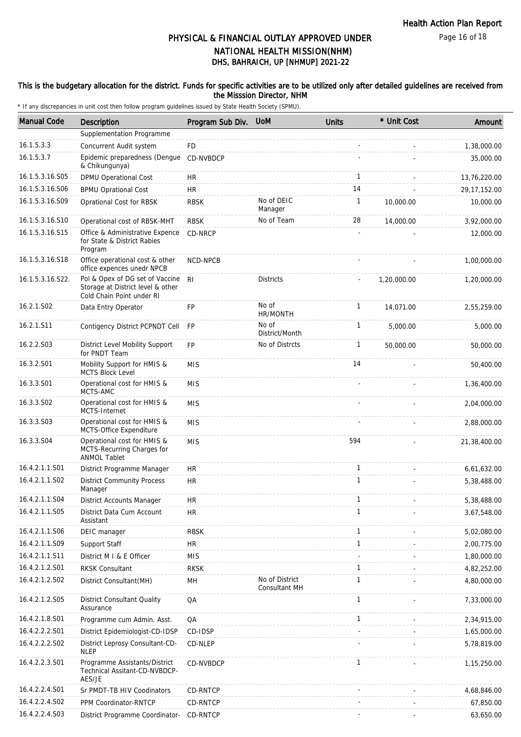# PHYSICAL & FINANCIAL OUTLAY APPROVED UNDER NATIONAL HEALTH MISSION(NHM)

## DHS, BAHRAICH, UP [NHMUP] 2021-22

**This is the budgetary allocation for the district. Funds for specific activities are to be utilized only after detailed guidelines are received from the Misssion Director, NHM**

\* If any discrepancies in unit cost then follow program guidelines issued by State Health Society (SPMU).

| Manual Code | Description | Program Sub Div. | UoM | Units | * Unit Cost | Amount |
|---|---|---|---|---|---|---|
| | Supplementation Programme | | | | | |
| 16.1.5.3.3 | Concurrent Audit system | FD | | - | - | 1,38,000.00 |
| 16.1.5.3.7 | Epidemic preparedness (Dengue & Chikungunya) | CD-NVBDCP | | - | - | 35,000.00 |
| 16.1.5.3.16.S05 | DPMU Operational Cost | HR | | 1 | - | 13,76,220.00 |
| 16.1.5.3.16.S06 | BPMU Oprational Cost | HR | | 14 | - | 29,17,152.00 |
| 16.1.5.3.16.S09 | Oprational Cost for RBSK | RBSK | No of DEIC Manager | 1 | 10,000.00 | 10,000.00 |
| 16.1.5.3.16.S10 | Operational cost of RBSK-MHT | RBSK | No of Team | 28 | 14,000.00 | 3,92,000.00 |
| 16.1.5.3.16.S15 | Office & Administrative Expence for State & District Rabies Program | CD-NRCP | | - | - | 12,000.00 |
| 16.1.5.3.16.S18 | Office operational cost & other office expences unedr NPCB | NCD-NPCB | | - | - | 1,00,000.00 |
| 16.1.5.3.16.S22. | Pol & Opex of DG set of Vaccine Storage at District level & other Cold Chain Point under RI | RI | Districts | - | 1,20,000.00 | 1,20,000.00 |
| 16.2.1.S02 | Data Entry Operator | FP | No of HR/MONTH | 1 | 14,071.00 | 2,55,259.00 |
| 16.2.1.S11 | Contigency District PCPNDT Cell | FP | No of District/Month | 1 | 5,000.00 | 5,000.00 |
| 16.2.2.S03 | District Level Mobility Support for PNDT Team | FP | No of Distrcts | 1 | 50,000.00 | 50,000.00 |
| 16.3.2.S01 | Mobility Support for HMIS & MCTS Block Level | MIS | | 14 | - | 50,400.00 |
| 16.3.3.S01 | Operational cost for HMIS & MCTS-AMC | MIS | | - | - | 1,36,400.00 |
| 16.3.3.S02 | Operational cost for HMIS & MCTS-Internet | MIS | | - | - | 2,04,000.00 |
| 16.3.3.S03 | Operational cost for HMIS & MCTS-Office Expenditure | MIS | | - | - | 2,88,000.00 |
| 16.3.3.S04 | Operational cost for HMIS & MCTS-Recurring Charges for ANMOL Tablet | MIS | | 594 | - | 21,38,400.00 |
| 16.4.2.1.1.S01 | District Programme Manager | HR | | 1 | - | 6,61,632.00 |
| 16.4.2.1.1.S02 | District Community Process Manager | HR | | 1 | - | 5,38,488.00 |
| 16.4.2.1.1.S04 | District Accounts Manager | HR | | 1 | - | 5,38,488.00 |
| 16.4.2.1.1.S05 | District Data Cum Account Assistant | HR | | 1 | - | 3,67,548.00 |
| 16.4.2.1.1.S06 | DEIC manager | RBSK | | 1 | - | 5,02,080.00 |
| 16.4.2.1.1.S09 | Support Staff | HR | | 1 | - | 2,00,775.00 |
| 16.4.2.1.1.S11 | District M I & E Officer | MIS | | - | - | 1,80,000.00 |
| 16.4.2.1.2.S01 | RKSK Consultant | RKSK | | 1 | - | 4,82,252.00 |
| 16.4.2.1.2.S02 | District Consultant(MH) | MH | No of District Consultant MH | 1 | - | 4,80,000.00 |
| 16.4.2.1.2.S05 | District Consultant Quality Assurance | QA | | 1 | - | 7,33,000.00 |
| 16.4.2.1.8.S01 | Programme cum Admin. Asst. | QA | | 1 | - | 2,34,915.00 |
| 16.4.2.2.2.S01 | District Epidemiologist-CD-IDSP | CD-IDSP | | - | - | 1,65,000.00 |
| 16.4.2.2.2.S02 | District Leprosy Consultant-CD-NLEP | CD-NLEP | | - | - | 5,78,819.00 |
| 16.4.2.2.3.S01 | Programme Assistants/District Technical Assitant-CD-NVBDCP-AES/JE | CD-NVBDCP | | 1 | - | 1,15,250.00 |
| 16.4.2.2.4.S01 | Sr PMDT-TB HIV Coodinators | CD-RNTCP | | - | - | 4,68,846.00 |
| 16.4.2.2.4.S02 | PPM Coordinator-RNTCP | CD-RNTCP | | - | - | 67,850.00 |
| 16.4.2.2.4.S03 | District Programme Coordinator- | CD-RNTCP | | - | - | 63,650.00 |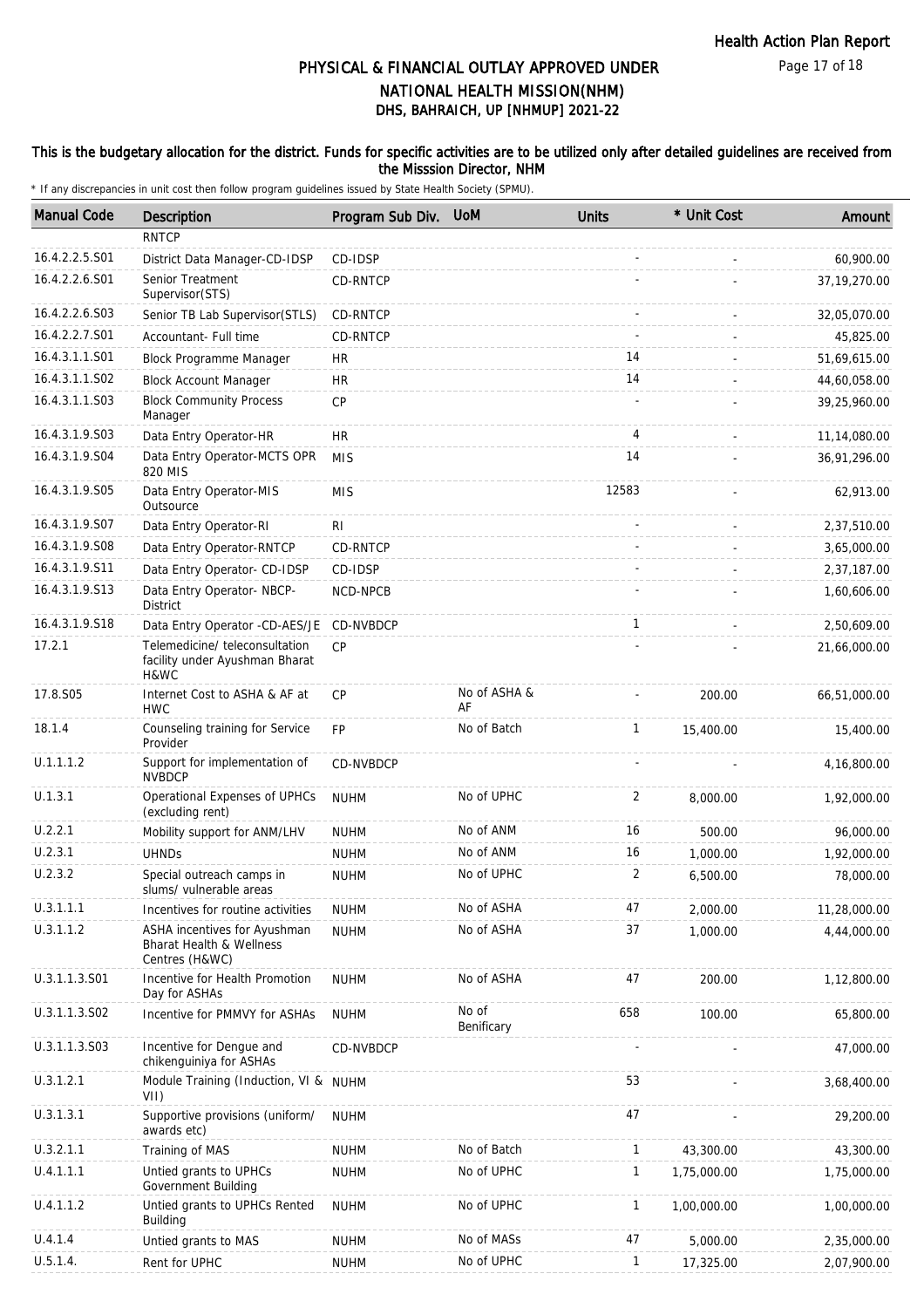# PHYSICAL & FINANCIAL OUTLAY APPROVED UNDER NATIONAL HEALTH MISSION(NHM)

## DHS, BAHRAICH, UP [NHMUP] 2021-22

**This is the budgetary allocation for the district. Funds for specific activities are to be utilized only after detailed guidelines are received from the Misssion Director, NHM**

\* If any discrepancies in unit cost then follow program guidelines issued by State Health Society (SPMU).

| Manual Code | Description | Program Sub Div. | UoM | Units | * Unit Cost | Amount |
|---|---|---|---|---|---|---|
| | RNTCP | | | | | |
| 16.4.2.2.5.S01 | District Data Manager-CD-IDSP | CD-IDSP | | - | - | 60,900.00 |
| 16.4.2.2.6.S01 | Senior Treatment Supervisor(STS) | CD-RNTCP | | - | - | 37,19,270.00 |
| 16.4.2.2.6.S03 | Senior TB Lab Supervisor(STLS) | CD-RNTCP | | - | - | 32,05,070.00 |
| 16.4.2.2.7.S01 | Accountant- Full time | CD-RNTCP | | - | - | 45,825.00 |
| 16.4.3.1.1.S01 | Block Programme Manager | HR | | 14 | - | 51,69,615.00 |
| 16.4.3.1.1.S02 | Block Account Manager | HR | | 14 | - | 44,60,058.00 |
| 16.4.3.1.1.S03 | Block Community Process Manager | CP | | - | - | 39,25,960.00 |
| 16.4.3.1.9.S03 | Data Entry Operator-HR | HR | | 4 | - | 11,14,080.00 |
| 16.4.3.1.9.S04 | Data Entry Operator-MCTS OPR 820 MIS | MIS | | 14 | - | 36,91,296.00 |
| 16.4.3.1.9.S05 | Data Entry Operator-MIS Outsource | MIS | | 12583 | - | 62,913.00 |
| 16.4.3.1.9.S07 | Data Entry Operator-RI | RI | | - | - | 2,37,510.00 |
| 16.4.3.1.9.S08 | Data Entry Operator-RNTCP | CD-RNTCP | | - | - | 3,65,000.00 |
| 16.4.3.1.9.S11 | Data Entry Operator- CD-IDSP | CD-IDSP | | - | - | 2,37,187.00 |
| 16.4.3.1.9.S13 | Data Entry Operator- NBCP-District | NCD-NPCB | | - | - | 1,60,606.00 |
| 16.4.3.1.9.S18 | Data Entry Operator -CD-AES/JE | CD-NVBDCP | | 1 | - | 2,50,609.00 |
| 17.2.1 | Telemedicine/ teleconsultation facility under Ayushman Bharat H&WC | CP | | - | - | 21,66,000.00 |
| 17.8.S05 | Internet Cost to ASHA & AF at HWC | CP | No of ASHA & AF | - | 200.00 | 66,51,000.00 |
| 18.1.4 | Counseling training for Service Provider | FP | No of Batch | 1 | 15,400.00 | 15,400.00 |
| U.1.1.1.2 | Support for implementation of NVBDCP | CD-NVBDCP | | - | - | 4,16,800.00 |
| U.1.3.1 | Operational Expenses of UPHCs (excluding rent) | NUHM | No of UPHC | 2 | 8,000.00 | 1,92,000.00 |
| U.2.2.1 | Mobility support for ANM/LHV | NUHM | No of ANM | 16 | 500.00 | 96,000.00 |
| U.2.3.1 | UHNDs | NUHM | No of ANM | 16 | 1,000.00 | 1,92,000.00 |
| U.2.3.2 | Special outreach camps in slums/ vulnerable areas | NUHM | No of UPHC | 2 | 6,500.00 | 78,000.00 |
| U.3.1.1.1 | Incentives for routine activities | NUHM | No of ASHA | 47 | 2,000.00 | 11,28,000.00 |
| U.3.1.1.2 | ASHA incentives for Ayushman Bharat Health & Wellness Centres (H&WC) | NUHM | No of ASHA | 37 | 1,000.00 | 4,44,000.00 |
| U.3.1.1.3.S01 | Incentive for Health Promotion Day for ASHAs | NUHM | No of ASHA | 47 | 200.00 | 1,12,800.00 |
| U.3.1.1.3.S02 | Incentive for PMMVY for ASHAs | NUHM | No of Benificary | 658 | 100.00 | 65,800.00 |
| U.3.1.1.3.S03 | Incentive for Dengue and chikenguiniya for ASHAs | CD-NVBDCP | | - | - | 47,000.00 |
| U.3.1.2.1 | Module Training (Induction, VI & VII) | NUHM | | 53 | - | 3,68,400.00 |
| U.3.1.3.1 | Supportive provisions (uniform/ awards etc) | NUHM | | 47 | - | 29,200.00 |
| U.3.2.1.1 | Training of MAS | NUHM | No of Batch | 1 | 43,300.00 | 43,300.00 |
| U.4.1.1.1 | Untied grants to UPHCs Government Building | NUHM | No of UPHC | 1 | 1,75,000.00 | 1,75,000.00 |
| U.4.1.1.2 | Untied grants to UPHCs Rented Building | NUHM | No of UPHC | 1 | 1,00,000.00 | 1,00,000.00 |
| U.4.1.4 | Untied grants to MAS | NUHM | No of MASs | 47 | 5,000.00 | 2,35,000.00 |
| U.5.1.4. | Rent for UPHC | NUHM | No of UPHC | 1 | 17,325.00 | 2,07,900.00 |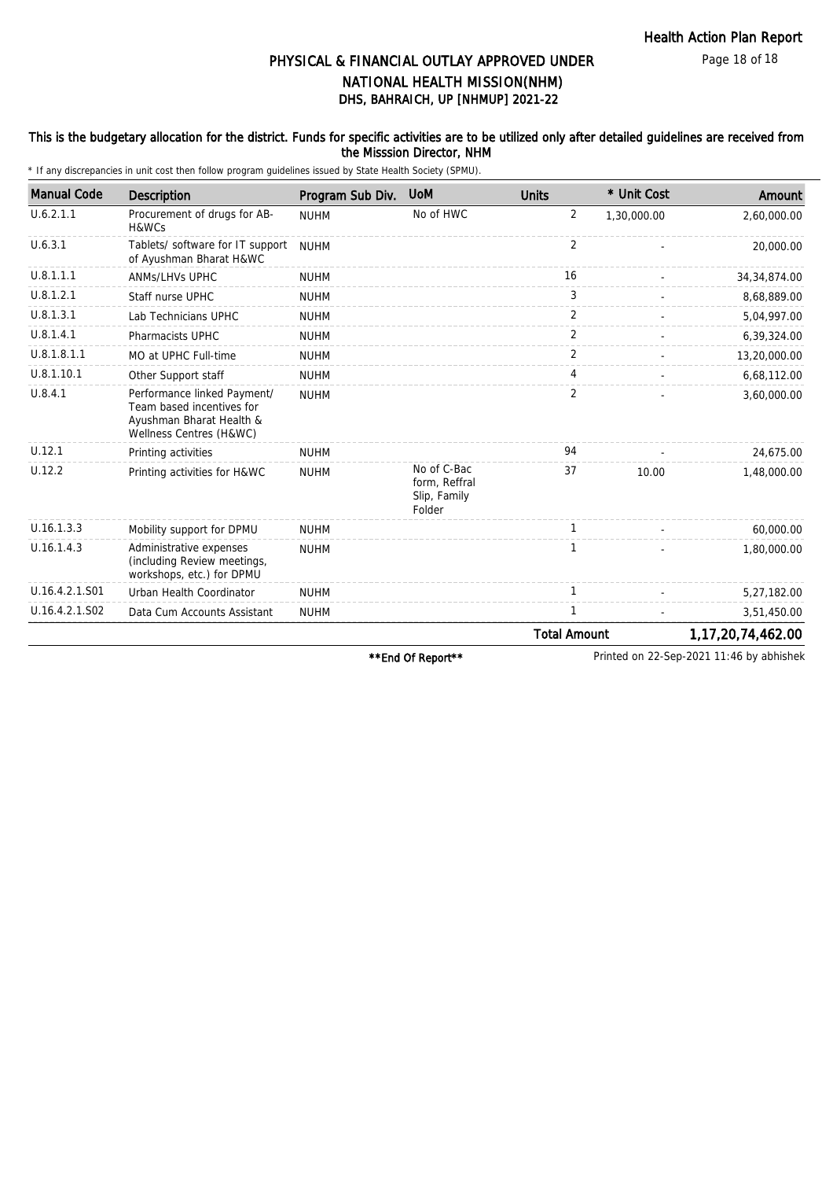This is the budgetary allocation for the district. Funds for specific activities are to be utilized only after detailed guidelines are received from the Misssion Director, NHM

* If any discrepancies in unit cost then follow program guidelines issued by State Health Society (SPMU).

| Manual Code | Description | Program Sub Div. | UoM | Units | * Unit Cost | Amount |
|---|---|---|---|---|---|---|
| U.6.2.1.1 | Procurement of drugs for AB-H&WCs | NUHM | No of HWC | 2 | 1,30,000.00 | 2,60,000.00 |
| U.6.3.1 | Tablets/ software for IT support of Ayushman Bharat H&WC | NUHM | | 2 | - | 20,000.00 |
| U.8.1.1.1 | ANMs/LHVs UPHC | NUHM | | 16 | - | 34,34,874.00 |
| U.8.1.2.1 | Staff nurse UPHC | NUHM | | 3 | - | 8,68,889.00 |
| U.8.1.3.1 | Lab Technicians UPHC | NUHM | | 2 | - | 5,04,997.00 |
| U.8.1.4.1 | Pharmacists UPHC | NUHM | | 2 | - | 6,39,324.00 |
| U.8.1.8.1.1 | MO at UPHC Full-time | NUHM | | 2 | - | 13,20,000.00 |
| U.8.1.10.1 | Other Support staff | NUHM | | 4 | - | 6,68,112.00 |
| U.8.4.1 | Performance linked Payment/ Team based incentives for Ayushman Bharat Health & Wellness Centres (H&WC) | NUHM | | 2 | - | 3,60,000.00 |
| U.12.1 | Printing activities | NUHM | | 94 | - | 24,675.00 |
| U.12.2 | Printing activities for H&WC | NUHM | No of C-Bac form, Reffral Slip, Family Folder | 37 | 10.00 | 1,48,000.00 |
| U.16.1.3.3 | Mobility support for DPMU | NUHM | | 1 | - | 60,000.00 |
| U.16.1.4.3 | Administrative expenses (including Review meetings, workshops, etc.) for DPMU | NUHM | | 1 | - | 1,80,000.00 |
| U.16.4.2.1.S01 | Urban Health Coordinator | NUHM | | 1 | - | 5,27,182.00 |
| U.16.4.2.1.S02 | Data Cum Accounts Assistant | NUHM | | 1 | - | 3,51,450.00 |
| | | | | Total Amount | | **1,17,20,74,462.00** |

**End Of Report**

Printed on 22-Sep-2021 11:46 by abhishek